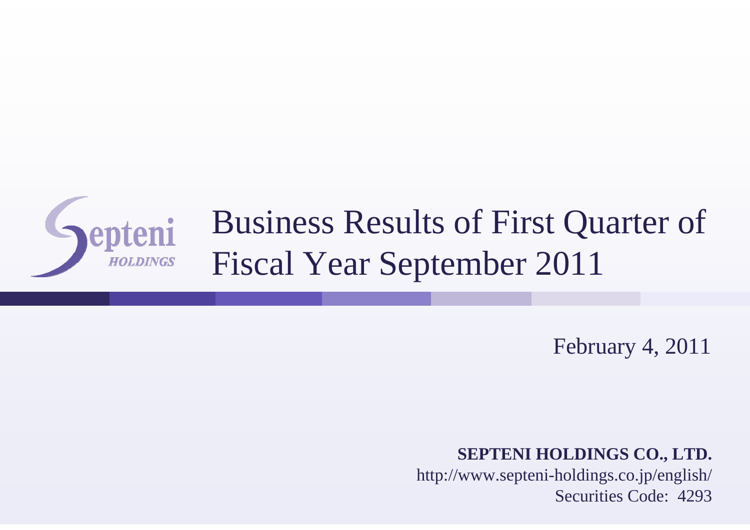Septeni HOLDINGS

# Business Results of First Quarter of Fiscal Year September 2011

February 4, 2011

**SEPTENI HOLDINGS CO., LTD.**
http://www.septeni-holdings.co.jp/english/
Securities Code: 4293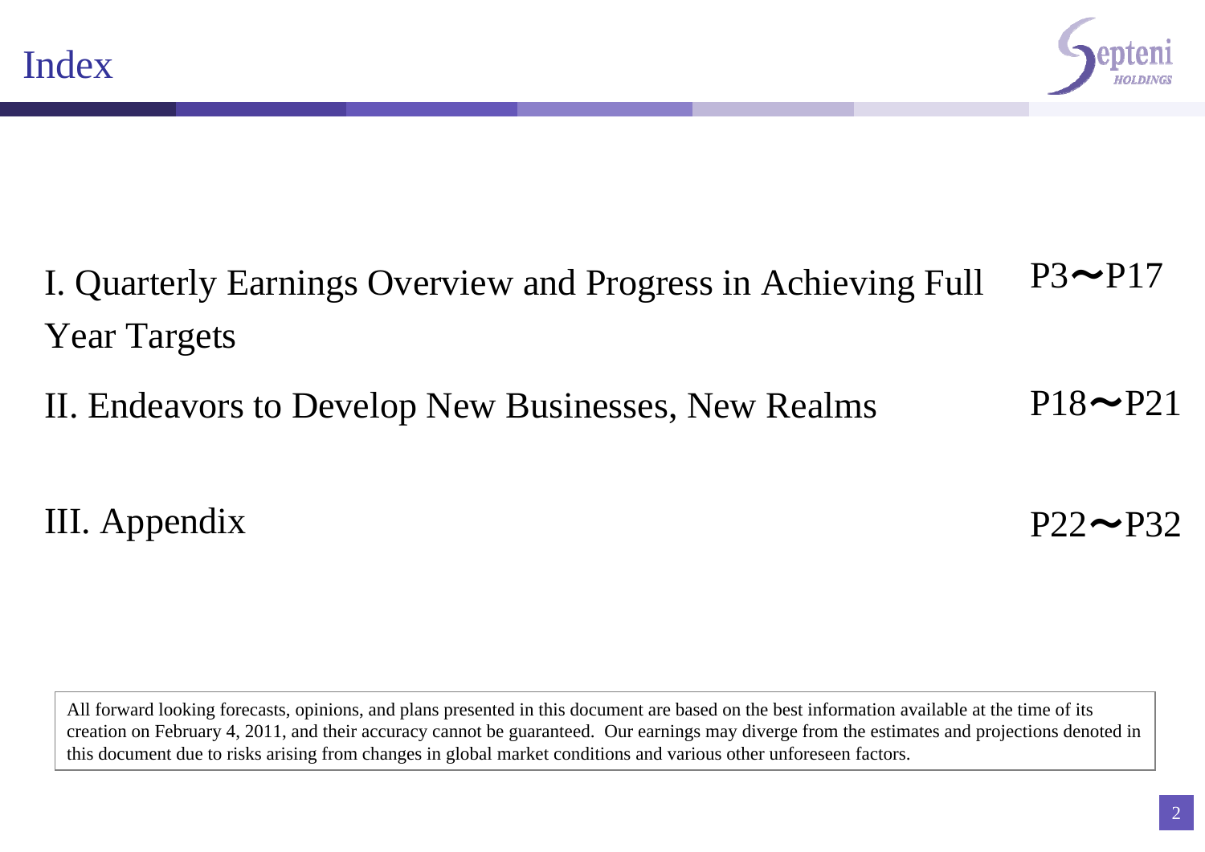# Index

| | |
|---|---|
| I. Quarterly Earnings Overview and Progress in Achieving Full Year Targets | P3〜P17 |
| II. Endeavors to Develop New Businesses, New Realms | P18〜P21 |
| III. Appendix | P22〜P32 |

All forward looking forecasts, opinions, and plans presented in this document are based on the best information available at the time of its creation on February 4, 2011, and their accuracy cannot be guaranteed. Our earnings may diverge from the estimates and projections denoted in this document due to risks arising from changes in global market conditions and various other unforeseen factors.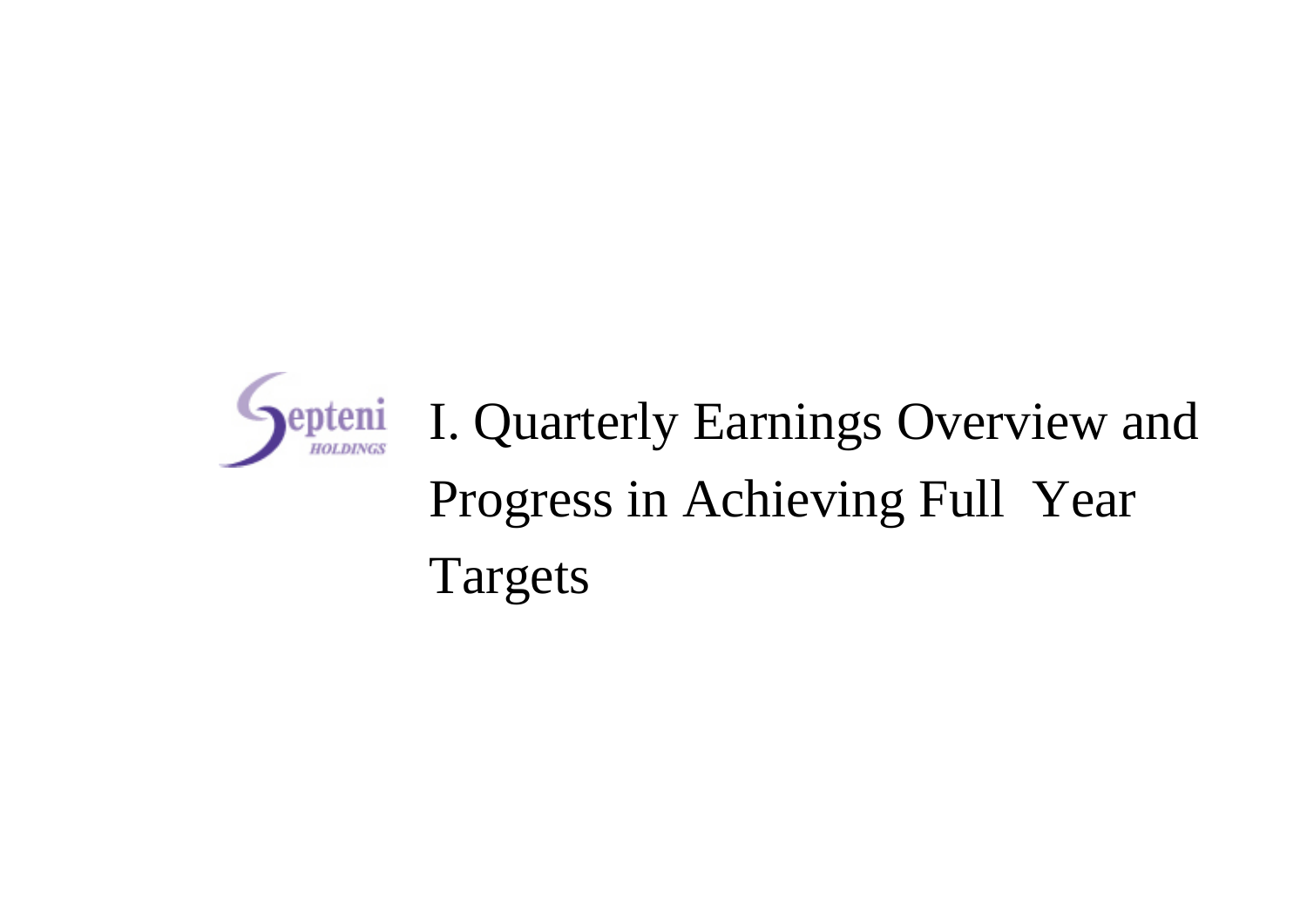# I. Quarterly Earnings Overview and Progress in Achieving Full Year Targets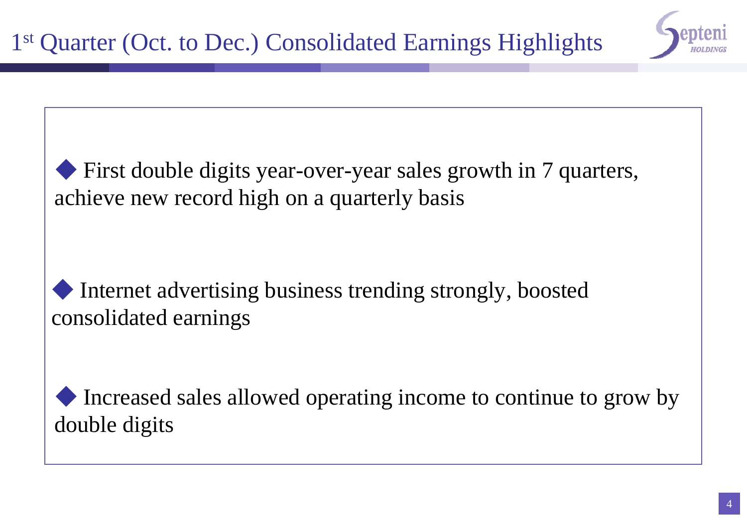# 1st Quarter (Oct. to Dec.) Consolidated Earnings Highlights

- First double digits year-over-year sales growth in 7 quarters, achieve new record high on a quarterly basis

- Internet advertising business trending strongly, boosted consolidated earnings

- Increased sales allowed operating income to continue to grow by double digits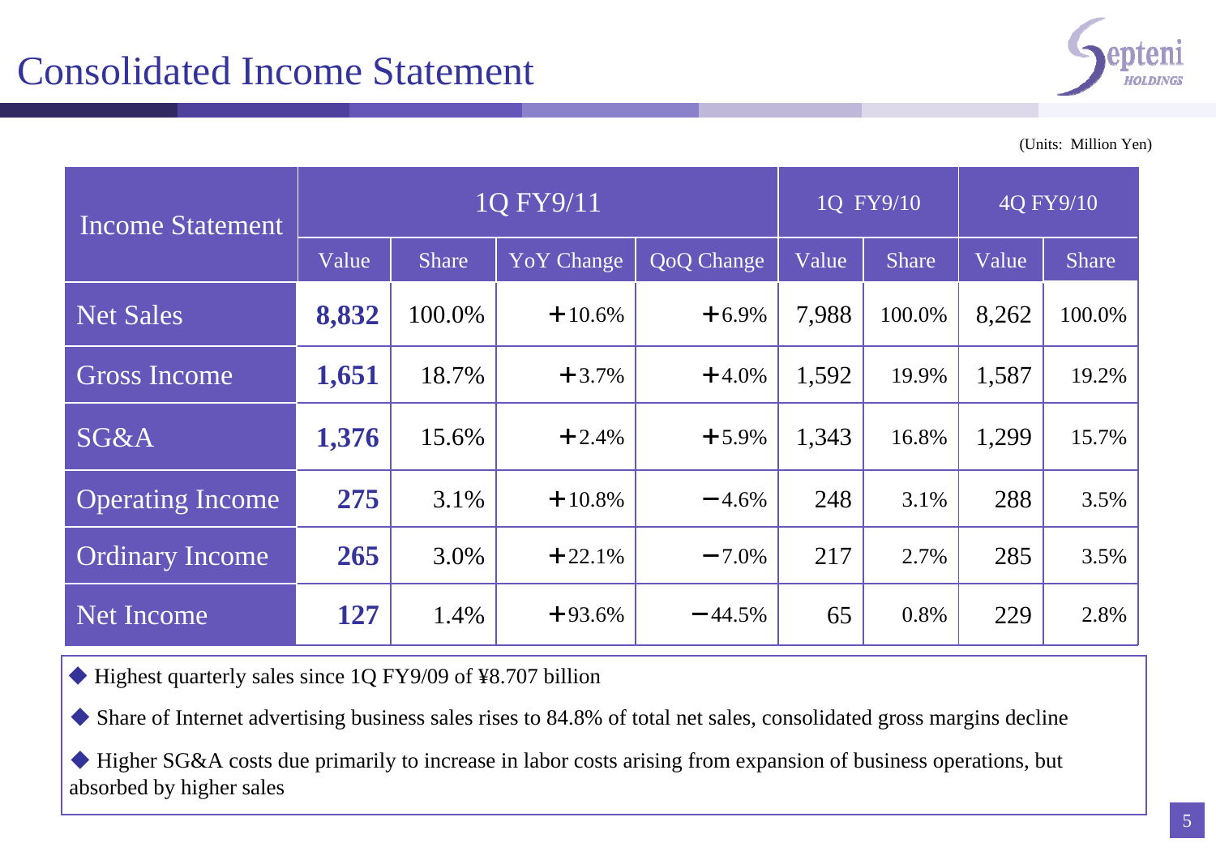# Consolidated Income Statement

(Units: Million Yen)

| Income Statement | 1Q FY9/11 | | | | 1Q FY9/10 | | 4Q FY9/10 | |
|---|---|---|---|---|---|---|---|---|
| | Value | Share | YoY Change | QoQ Change | Value | Share | Value | Share |
| Net Sales | **8,832** | 100.0% | +10.6% | +6.9% | 7,988 | 100.0% | 8,262 | 100.0% |
| Gross Income | **1,651** | 18.7% | +3.7% | +4.0% | 1,592 | 19.9% | 1,587 | 19.2% |
| SG&A | **1,376** | 15.6% | +2.4% | +5.9% | 1,343 | 16.8% | 1,299 | 15.7% |
| Operating Income | **275** | 3.1% | +10.8% | −4.6% | 248 | 3.1% | 288 | 3.5% |
| Ordinary Income | **265** | 3.0% | +22.1% | −7.0% | 217 | 2.7% | 285 | 3.5% |
| Net Income | **127** | 1.4% | +93.6% | −44.5% | 65 | 0.8% | 229 | 2.8% |

- Highest quarterly sales since 1Q FY9/09 of ¥8.707 billion
- Share of Internet advertising business sales rises to 84.8% of total net sales, consolidated gross margins decline
- Higher SG&A costs due primarily to increase in labor costs arising from expansion of business operations, but absorbed by higher sales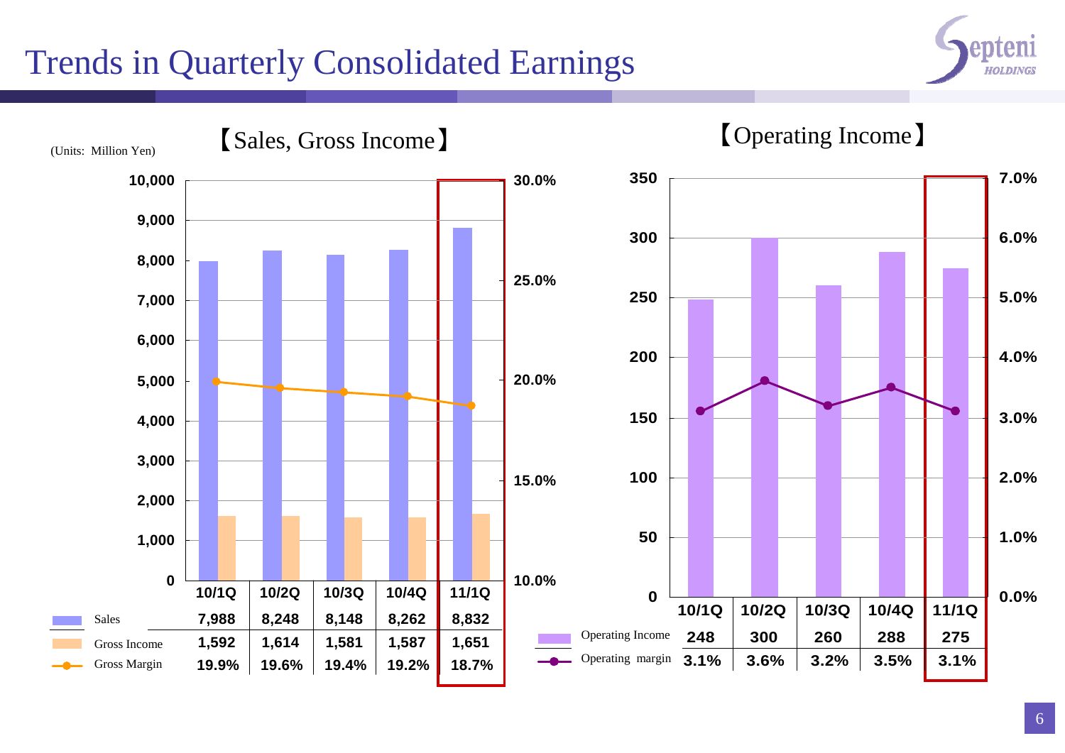# Trends in Quarterly Consolidated Earnings

(Units: Million Yen)

## 【Sales, Gross Income】

| | 10/1Q | 10/2Q | 10/3Q | 10/4Q | 11/1Q |
|---|---|---|---|---|---|
| Sales | 7,988 | 8,248 | 8,148 | 8,262 | 8,832 |
| Gross Income | 1,592 | 1,614 | 1,581 | 1,587 | 1,651 |
| Gross Margin | 19.9% | 19.6% | 19.4% | 19.2% | 18.7% |

## 【Operating Income】

| | 10/1Q | 10/2Q | 10/3Q | 10/4Q | 11/1Q |
|---|---|---|---|---|---|
| Operating Income | 248 | 300 | 260 | 288 | 275 |
| Operating margin | 3.1% | 3.6% | 3.2% | 3.5% | 3.1% |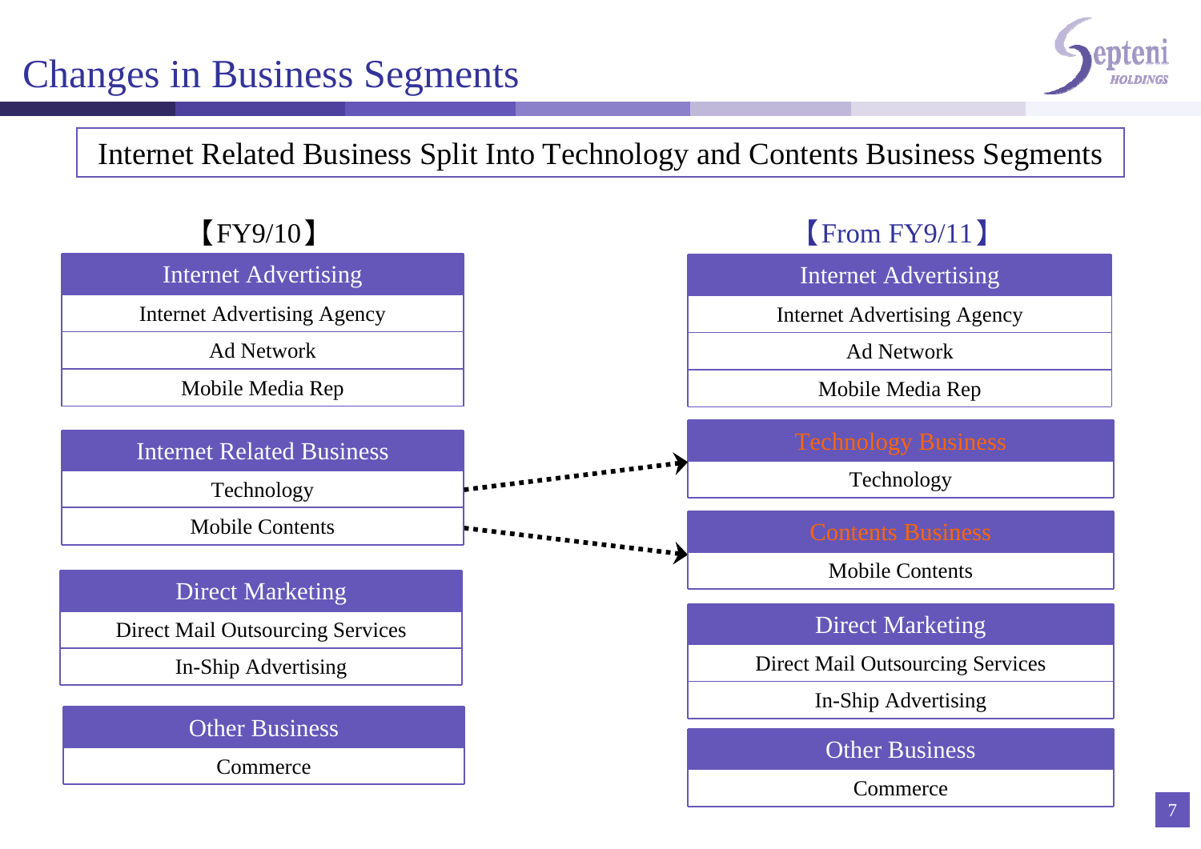# Changes in Business Segments

**Internet Related Business Split Into Technology and Contents Business Segments**

## 【FY9/10】

**Internet Advertising**
- Internet Advertising Agency
- Ad Network
- Mobile Media Rep

**Internet Related Business**
- Technology
- Mobile Contents

**Direct Marketing**
- Direct Mail Outsourcing Services
- In-Ship Advertising

**Other Business**
- Commerce

## 【From FY9/11】

**Internet Advertising**
- Internet Advertising Agency
- Ad Network
- Mobile Media Rep

**Technology Business**
- Technology

**Contents Business**
- Mobile Contents

**Direct Marketing**
- Direct Mail Outsourcing Services
- In-Ship Advertising

**Other Business**
- Commerce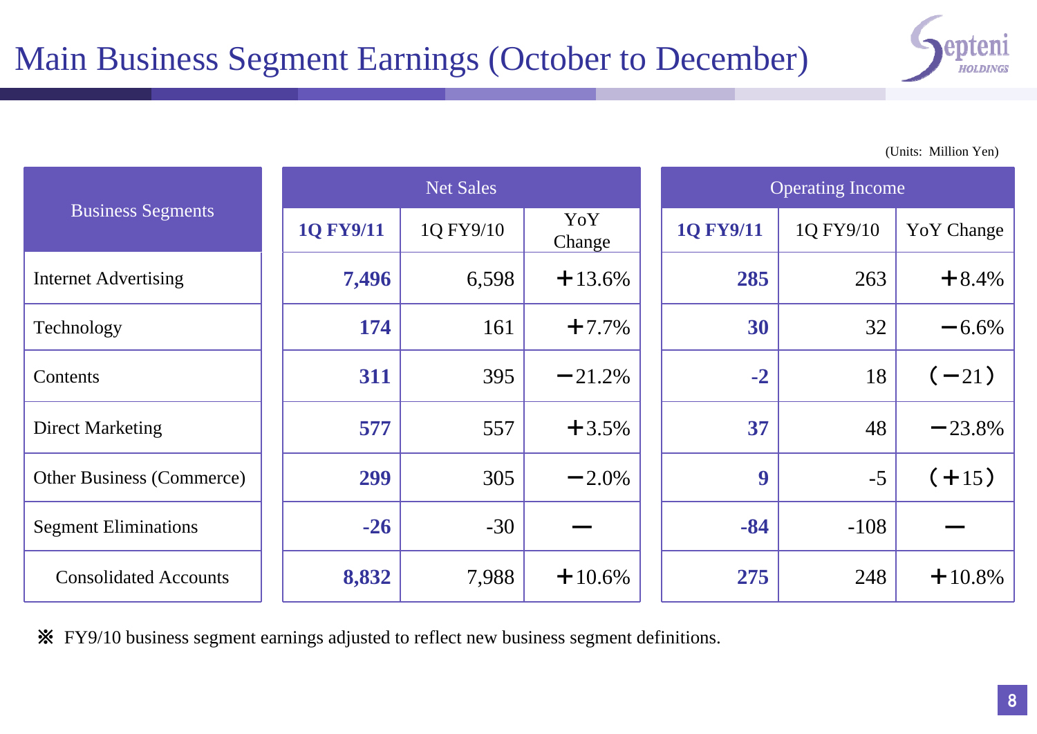# Main Business Segment Earnings (October to December)

(Units: Million Yen)

| Business Segments | Net Sales | | | Operating Income | | |
|---|---|---|---|---|---|---|
| | **1Q FY9/11** | 1Q FY9/10 | YoY Change | **1Q FY9/11** | 1Q FY9/10 | YoY Change |
| Internet Advertising | **7,496** | 6,598 | ＋13.6% | **285** | 263 | ＋8.4% |
| Technology | **174** | 161 | ＋7.7% | **30** | 32 | −6.6% |
| Contents | **311** | 395 | −21.2% | **-2** | 18 | （−21） |
| Direct Marketing | **577** | 557 | ＋3.5% | **37** | 48 | −23.8% |
| Other Business (Commerce) | **299** | 305 | −2.0% | **9** | -5 | （＋15） |
| Segment Eliminations | **-26** | -30 | − | **-84** | -108 | − |
| Consolidated Accounts | **8,832** | 7,988 | ＋10.6% | **275** | 248 | ＋10.8% |

※ FY9/10 business segment earnings adjusted to reflect new business segment definitions.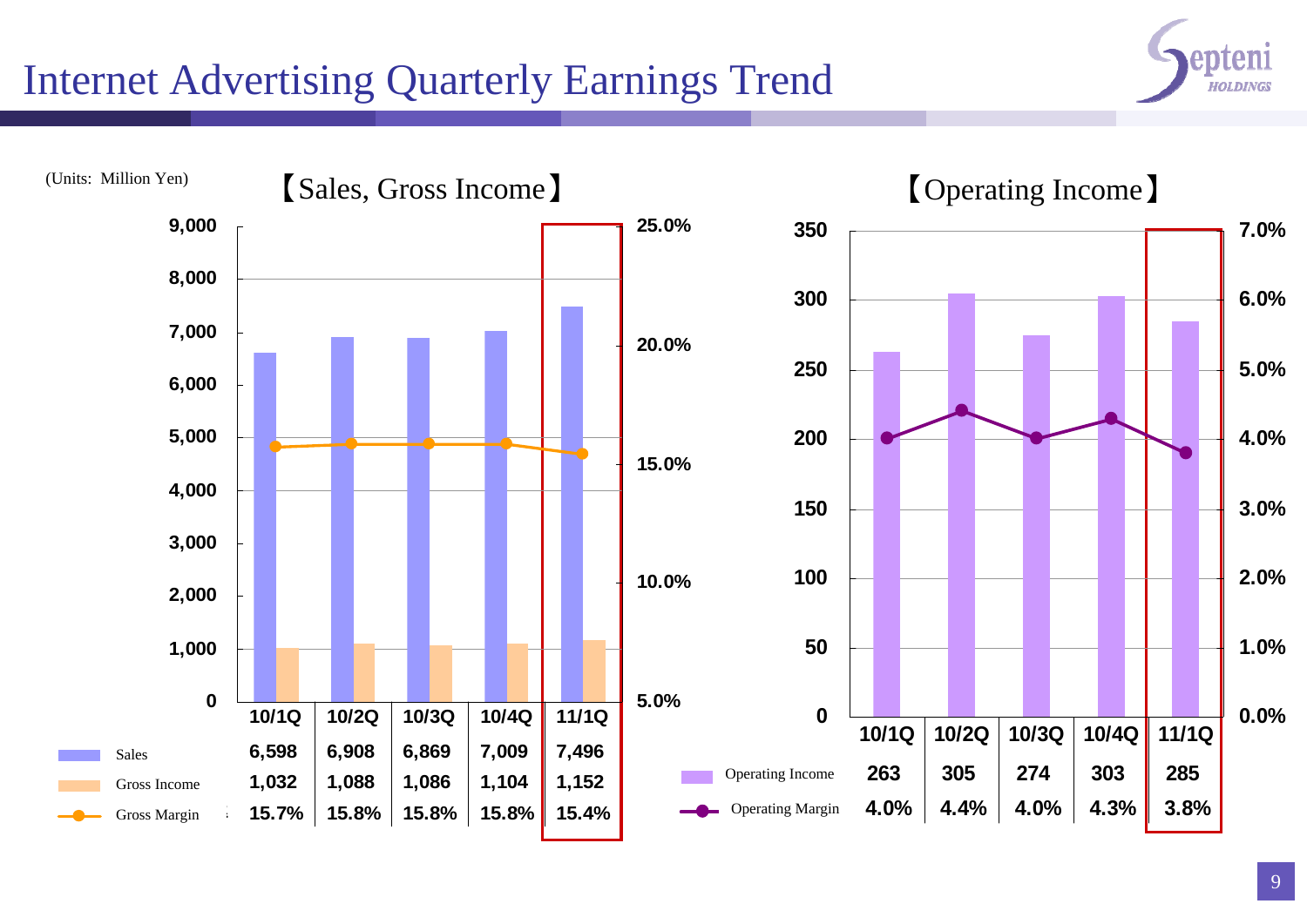# Internet Advertising Quarterly Earnings Trend

(Units: Million Yen)

## 【Sales, Gross Income】

| | 10/1Q | 10/2Q | 10/3Q | 10/4Q | 11/1Q |
|---|---|---|---|---|---|
| Sales | 6,598 | 6,908 | 6,869 | 7,009 | 7,496 |
| Gross Income | 1,032 | 1,088 | 1,086 | 1,104 | 1,152 |
| Gross Margin | 15.7% | 15.8% | 15.8% | 15.8% | 15.4% |

## 【Operating Income】

| | 10/1Q | 10/2Q | 10/3Q | 10/4Q | 11/1Q |
|---|---|---|---|---|---|
| Operating Income | 263 | 305 | 274 | 303 | 285 |
| Operating Margin | 4.0% | 4.4% | 4.0% | 4.3% | 3.8% |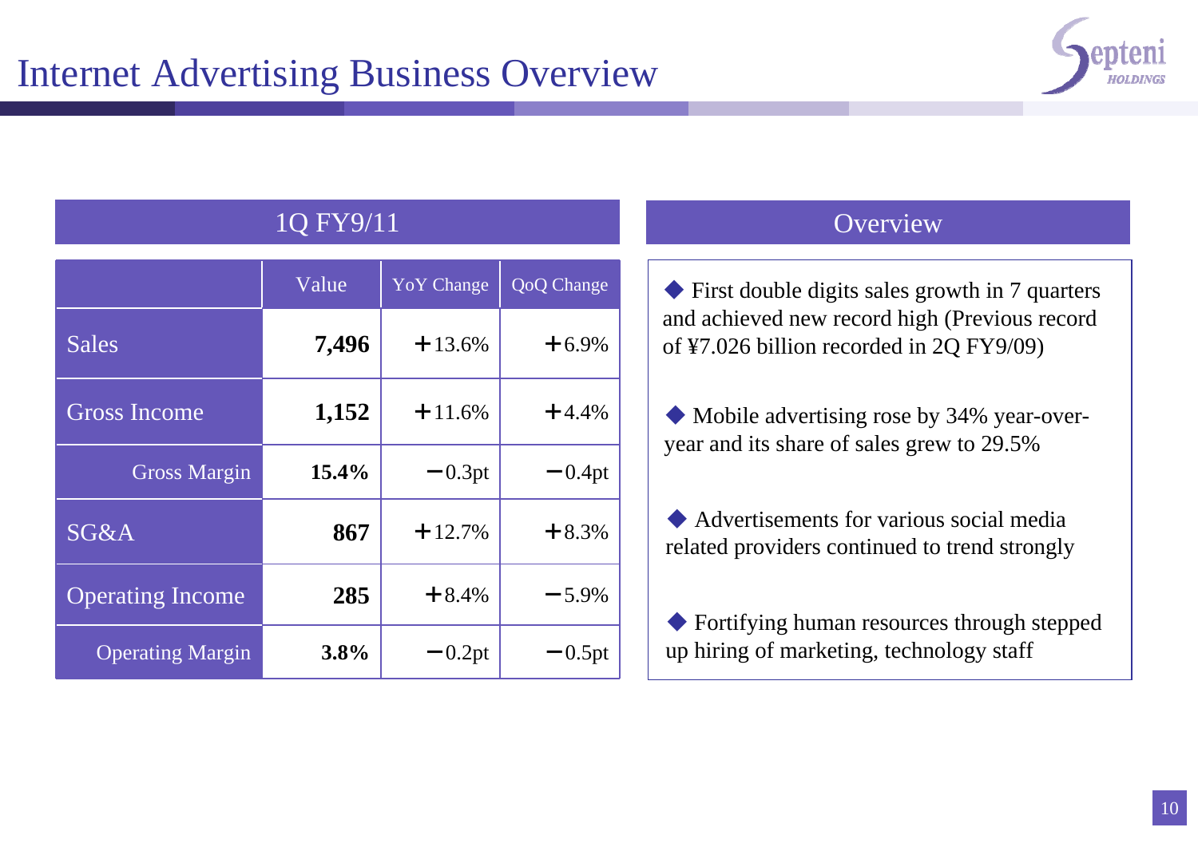# Internet Advertising Business Overview

## 1Q FY9/11

| | Value | YoY Change | QoQ Change |
|---|---|---|---|
| Sales | **7,496** | +13.6% | +6.9% |
| Gross Income | **1,152** | +11.6% | +4.4% |
| Gross Margin | **15.4%** | −0.3pt | −0.4pt |
| SG&A | **867** | +12.7% | +8.3% |
| Operating Income | **285** | +8.4% | −5.9% |
| Operating Margin | **3.8%** | −0.2pt | −0.5pt |

## Overview

- ◆ First double digits sales growth in 7 quarters and achieved new record high (Previous record of ¥7.026 billion recorded in 2Q FY9/09)
- ◆ Mobile advertising rose by 34% year-over-year and its share of sales grew to 29.5%
- ◆ Advertisements for various social media related providers continued to trend strongly
- ◆ Fortifying human resources through stepped up hiring of marketing, technology staff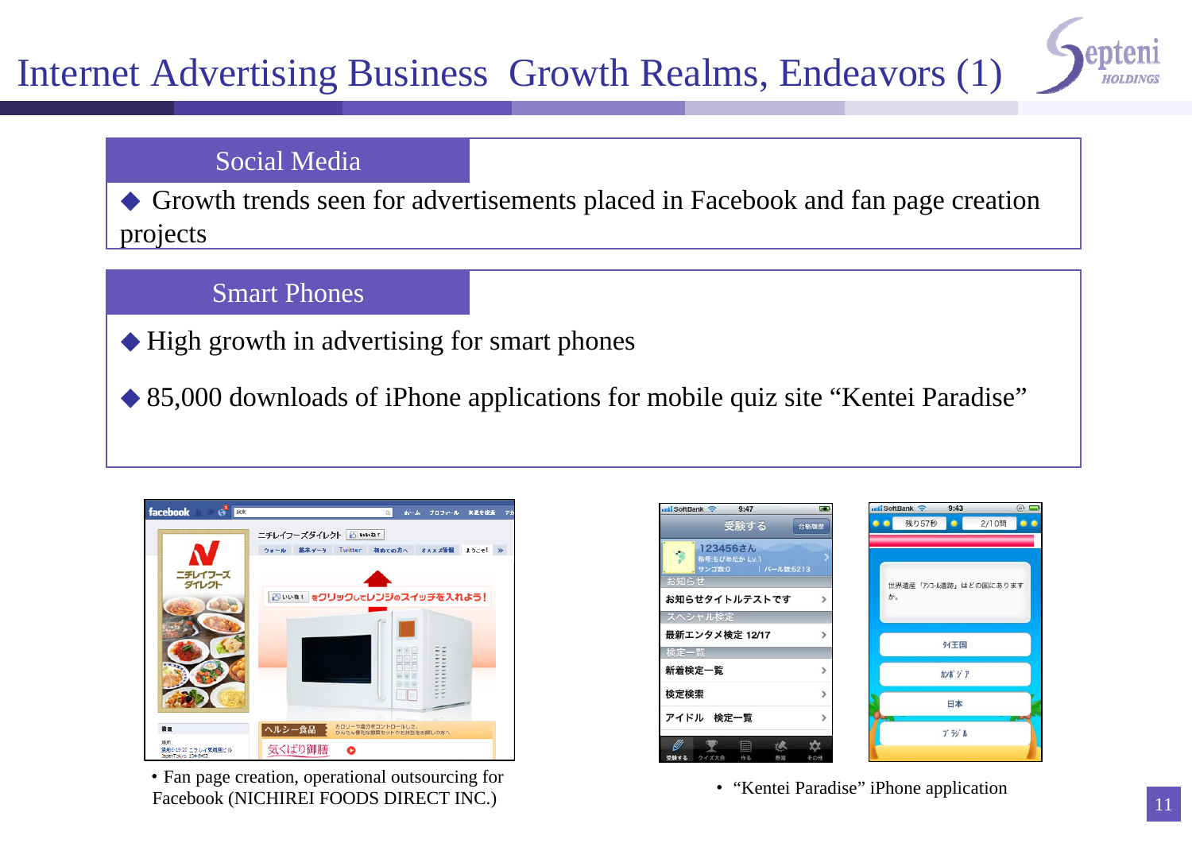# Internet Advertising Business Growth Realms, Endeavors (1)

## Social Media

◆ Growth trends seen for advertisements placed in Facebook and fan page creation projects

## Smart Phones

◆ High growth in advertising for smart phones

◆ 85,000 downloads of iPhone applications for mobile quiz site "Kentei Paradise"

• Fan page creation, operational outsourcing for Facebook (NICHIREI FOODS DIRECT INC.)

• "Kentei Paradise" iPhone application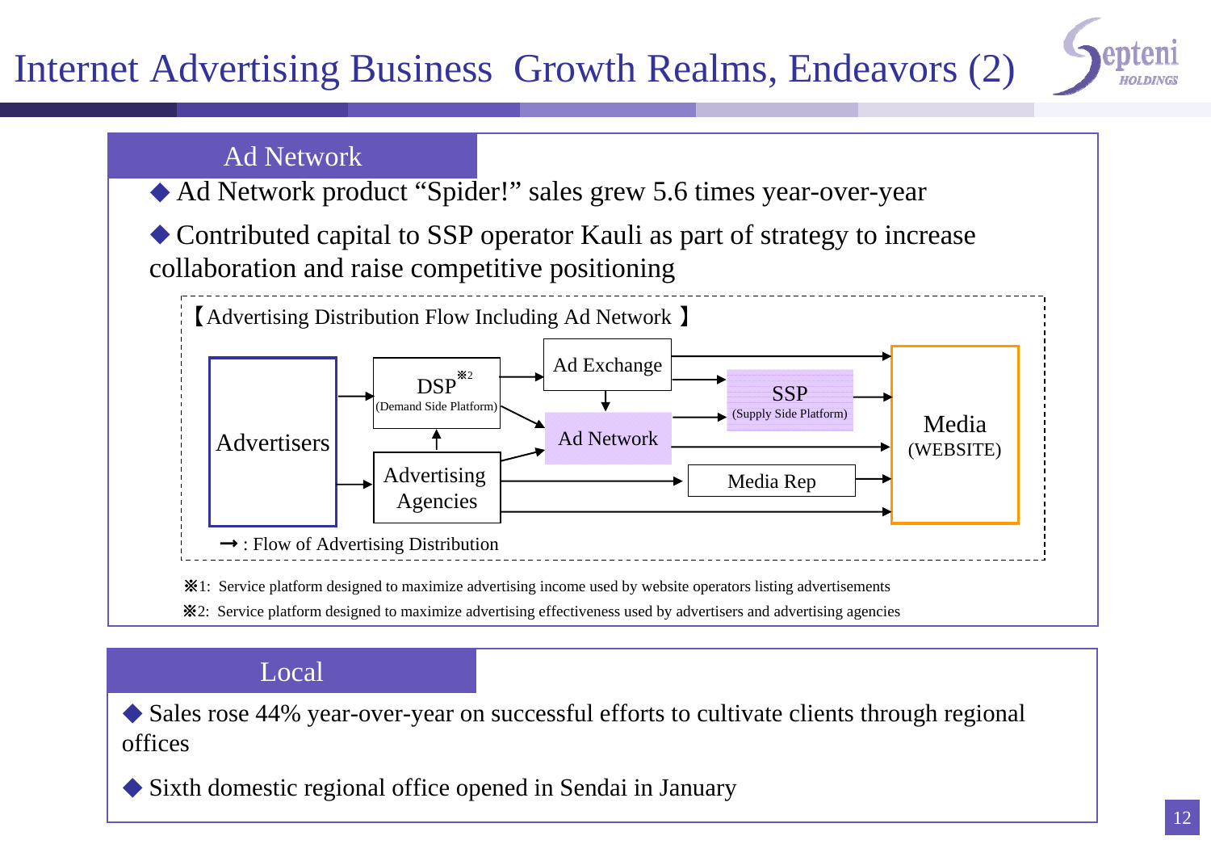# Internet Advertising Business Growth Realms, Endeavors (2)

## Ad Network

- ◆ Ad Network product "Spider!" sales grew 5.6 times year-over-year
- ◆ Contributed capital to SSP operator Kauli as part of strategy to increase collaboration and raise competitive positioning

【Advertising Distribution Flow Including Ad Network】

Advertisers → DSP※2 (Demand Side Platform) / Advertising Agencies → Ad Exchange / Ad Network / SSP※1 (Supply Side Platform) / Media Rep → Media (WEBSITE)

Flow nodes: Advertisers; DSP※2 (Demand Side Platform); Advertising Agencies; Ad Exchange; Ad Network; SSP (Supply Side Platform); Media Rep; Media (WEBSITE)

→ : Flow of Advertising Distribution

※1: Service platform designed to maximize advertising income used by website operators listing advertisements

※2: Service platform designed to maximize advertising effectiveness used by advertisers and advertising agencies

## Local

- ◆ Sales rose 44% year-over-year on successful efforts to cultivate clients through regional offices
- ◆ Sixth domestic regional office opened in Sendai in January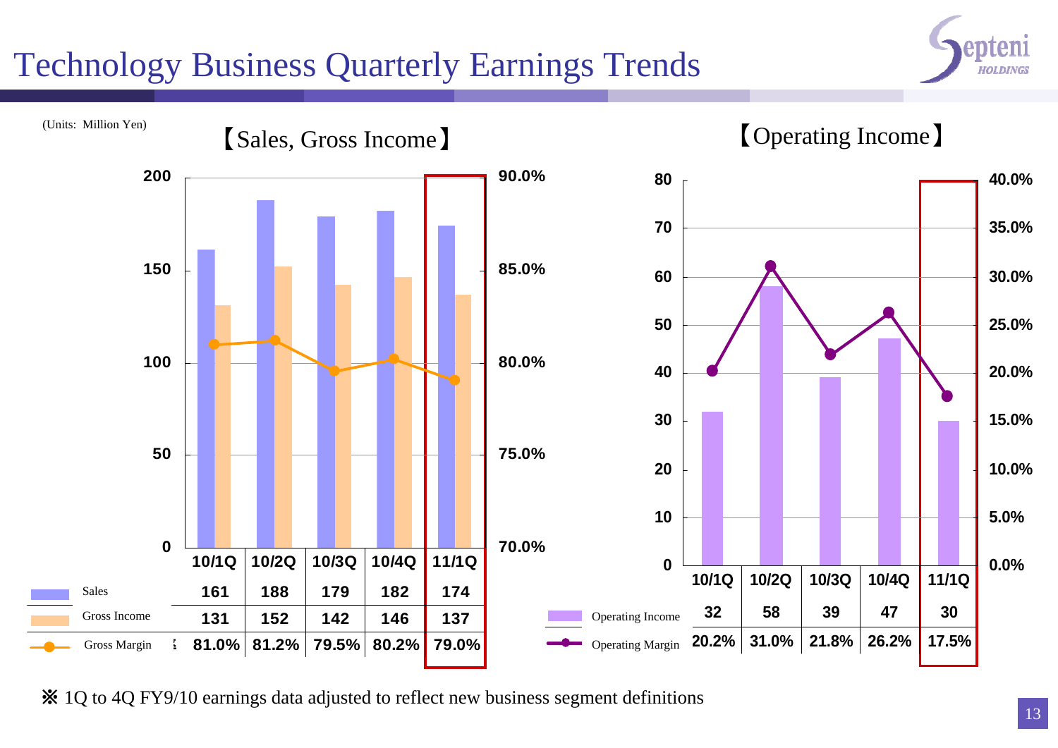# Technology Business Quarterly Earnings Trends

(Units: Million Yen)

【Sales, Gross Income】

| | 10/1Q | 10/2Q | 10/3Q | 10/4Q | 11/1Q |
|---|---|---|---|---|---|
| Sales | 161 | 188 | 179 | 182 | 174 |
| Gross Income | 131 | 152 | 142 | 146 | 137 |
| Gross Margin | 81.0% | 81.2% | 79.5% | 80.2% | 79.0% |

【Operating Income】

| | 10/1Q | 10/2Q | 10/3Q | 10/4Q | 11/1Q |
|---|---|---|---|---|---|
| Operating Income | 32 | 58 | 39 | 47 | 30 |
| Operating Margin | 20.2% | 31.0% | 21.8% | 26.2% | 17.5% |

※ 1Q to 4Q FY9/10 earnings data adjusted to reflect new business segment definitions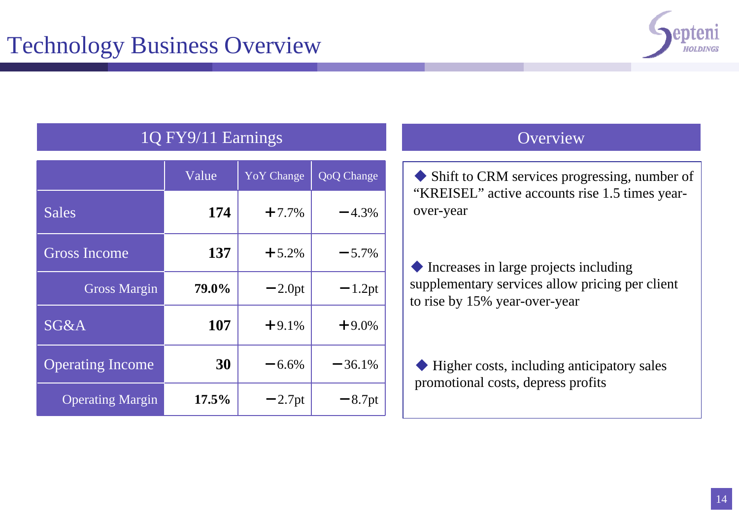# Technology Business Overview

## 1Q FY9/11 Earnings

| | Value | YoY Change | QoQ Change |
|---|---|---|---|
| Sales | **174** | +7.7% | −4.3% |
| Gross Income | **137** | +5.2% | −5.7% |
| Gross Margin | **79.0%** | −2.0pt | −1.2pt |
| SG&A | **107** | +9.1% | +9.0% |
| Operating Income | **30** | −6.6% | −36.1% |
| Operating Margin | **17.5%** | −2.7pt | −8.7pt |

## Overview

- ◆ Shift to CRM services progressing, number of “KREISEL” active accounts rise 1.5 times year-over-year
- ◆ Increases in large projects including supplementary services allow pricing per client to rise by 15% year-over-year
- ◆ Higher costs, including anticipatory sales promotional costs, depress profits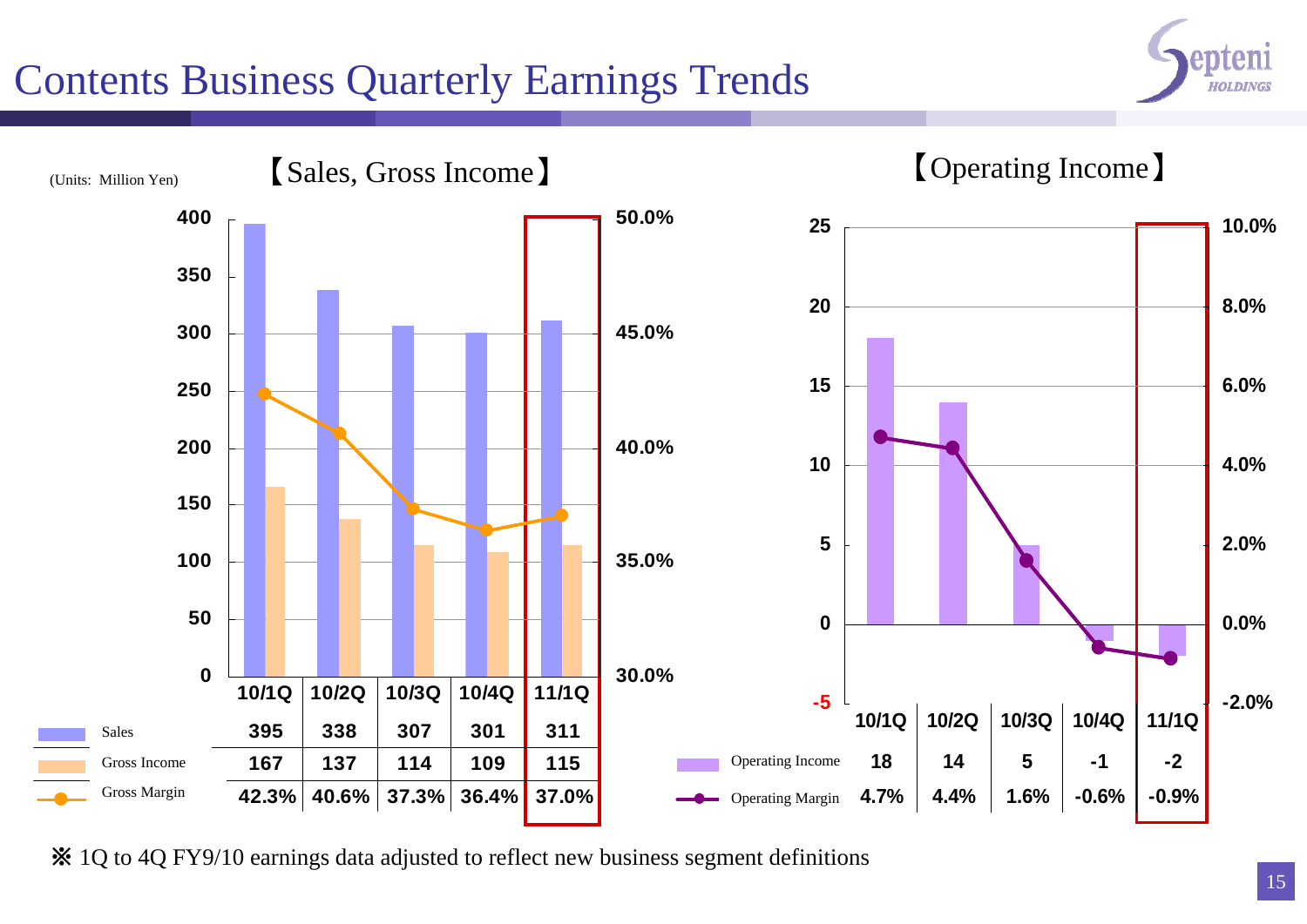# Contents Business Quarterly Earnings Trends

(Units: Million Yen)

## 【Sales, Gross Income】

| | 10/1Q | 10/2Q | 10/3Q | 10/4Q | 11/1Q |
|---|---|---|---|---|---|
| Sales | 395 | 338 | 307 | 301 | 311 |
| Gross Income | 167 | 137 | 114 | 109 | 115 |
| Gross Margin | 42.3% | 40.6% | 37.3% | 36.4% | 37.0% |

## 【Operating Income】

| | 10/1Q | 10/2Q | 10/3Q | 10/4Q | 11/1Q |
|---|---|---|---|---|---|
| Operating Income | 18 | 14 | 5 | -1 | -2 |
| Operating Margin | 4.7% | 4.4% | 1.6% | -0.6% | -0.9% |

※ 1Q to 4Q FY9/10 earnings data adjusted to reflect new business segment definitions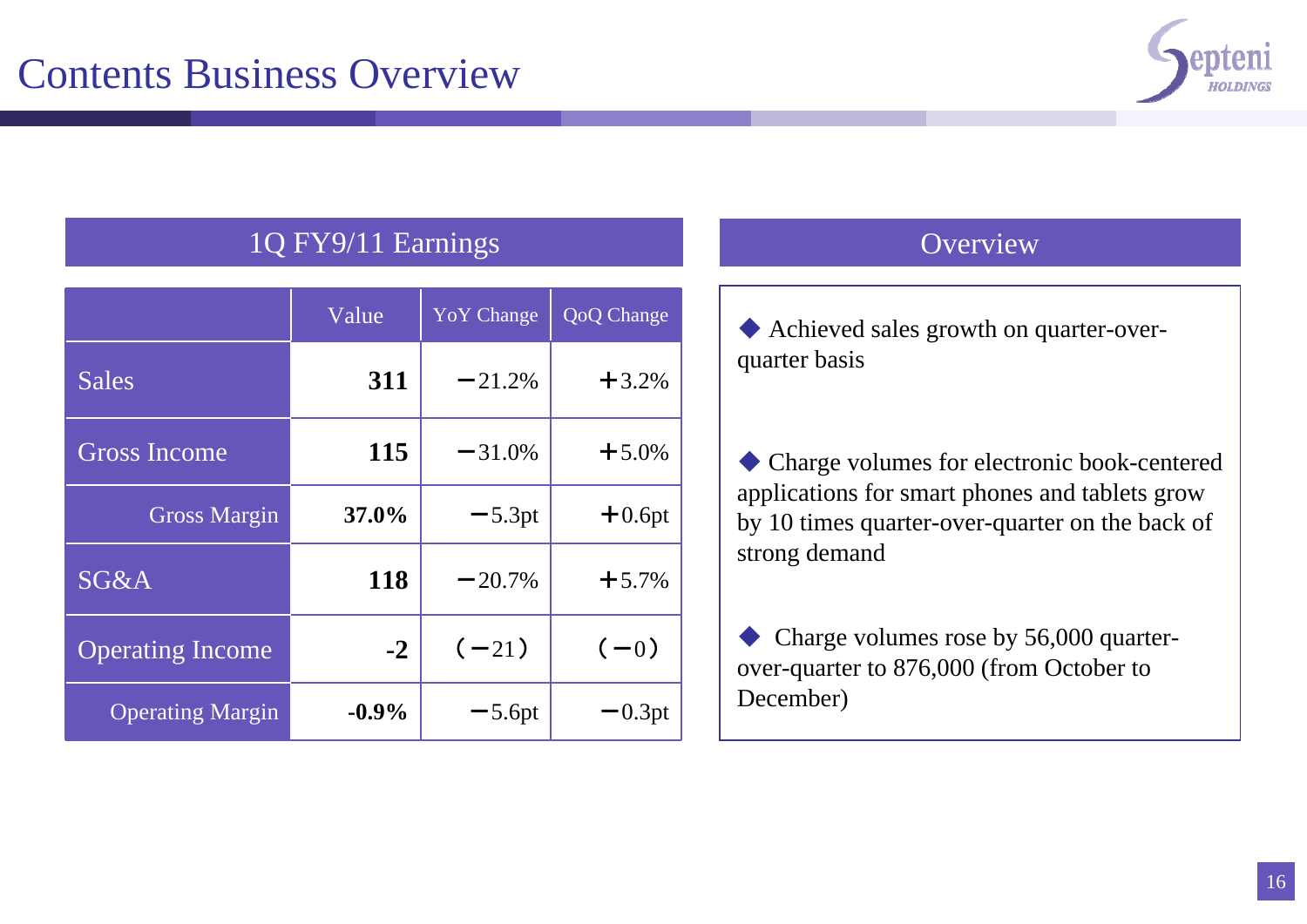# Contents Business Overview

## 1Q FY9/11 Earnings

| | Value | YoY Change | QoQ Change |
|---|---|---|---|
| Sales | **311** | −21.2% | +3.2% |
| Gross Income | **115** | −31.0% | +5.0% |
| Gross Margin | **37.0%** | −5.3pt | +0.6pt |
| SG&A | **118** | −20.7% | +5.7% |
| Operating Income | **-2** | (−21) | (−0) |
| Operating Margin | **-0.9%** | −5.6pt | −0.3pt |

## Overview

- Achieved sales growth on quarter-over-quarter basis
- Charge volumes for electronic book-centered applications for smart phones and tablets grow by 10 times quarter-over-quarter on the back of strong demand
- Charge volumes rose by 56,000 quarter-over-quarter to 876,000 (from October to December)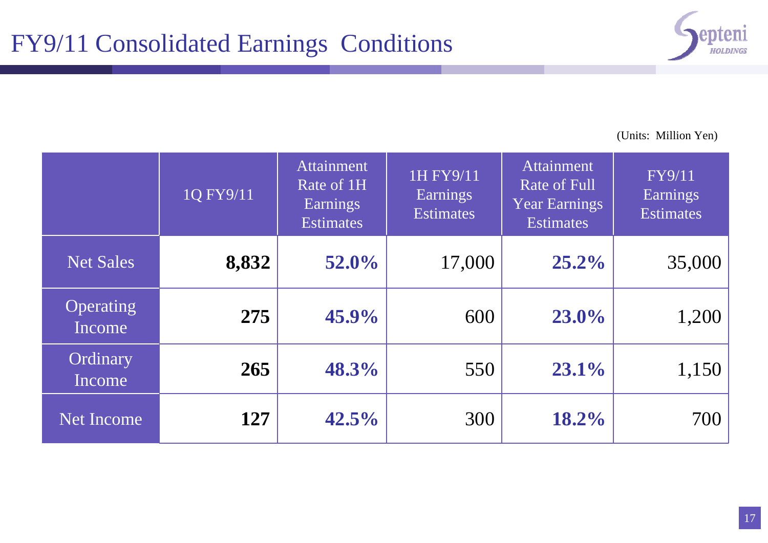# FY9/11 Consolidated Earnings Conditions

(Units: Million Yen)

| | 1Q FY9/11 | Attainment Rate of 1H Earnings Estimates | 1H FY9/11 Earnings Estimates | Attainment Rate of Full Year Earnings Estimates | FY9/11 Earnings Estimates |
|---|---|---|---|---|---|
| Net Sales | **8,832** | **52.0%** | 17,000 | **25.2%** | 35,000 |
| Operating Income | **275** | **45.9%** | 600 | **23.0%** | 1,200 |
| Ordinary Income | **265** | **48.3%** | 550 | **23.1%** | 1,150 |
| Net Income | **127** | **42.5%** | 300 | **18.2%** | 700 |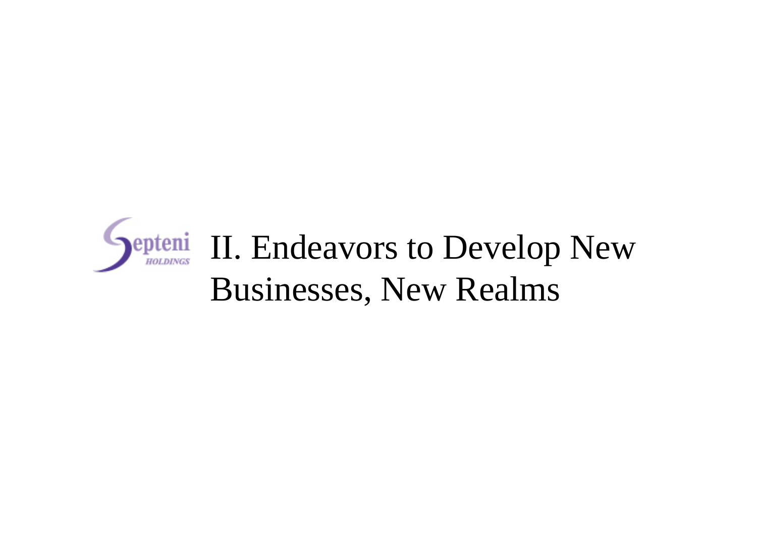# II. Endeavors to Develop New Businesses, New Realms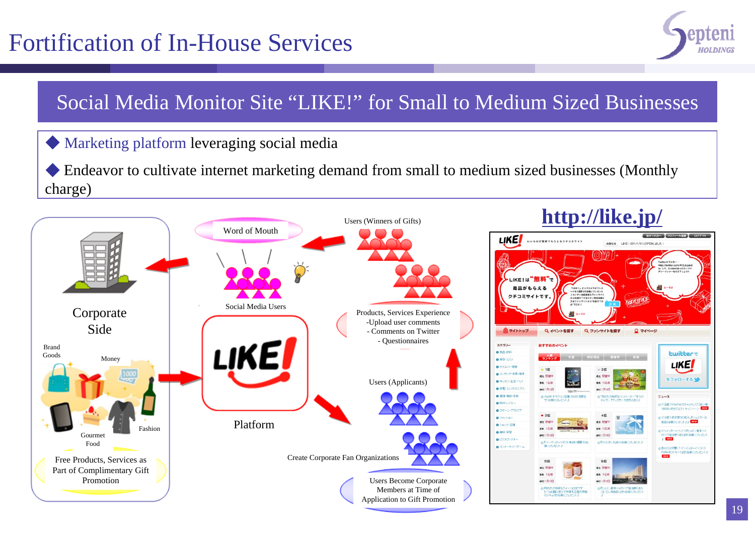# Fortification of In-House Services

## Social Media Monitor Site "LIKE!" for Small to Medium Sized Businesses

- Marketing platform leveraging social media
- Endeavor to cultivate internet marketing demand from small to medium sized businesses (Monthly charge)

**http://like.jp/**

Corporate Side

Brand Goods

Money

Fashion

Gourmet Food

Free Products, Services as Part of Complimentary Gift Promotion

Word of Mouth

Social Media Users

LIKE!

Platform

Users (Winners of Gifts)

Products, Services Experience
- Upload user comments
- Comments on Twitter
- Questionnaires

Users (Applicants)

Create Corporate Fan Organizations

Users Become Corporate Members at Time of Application to Gift Promotion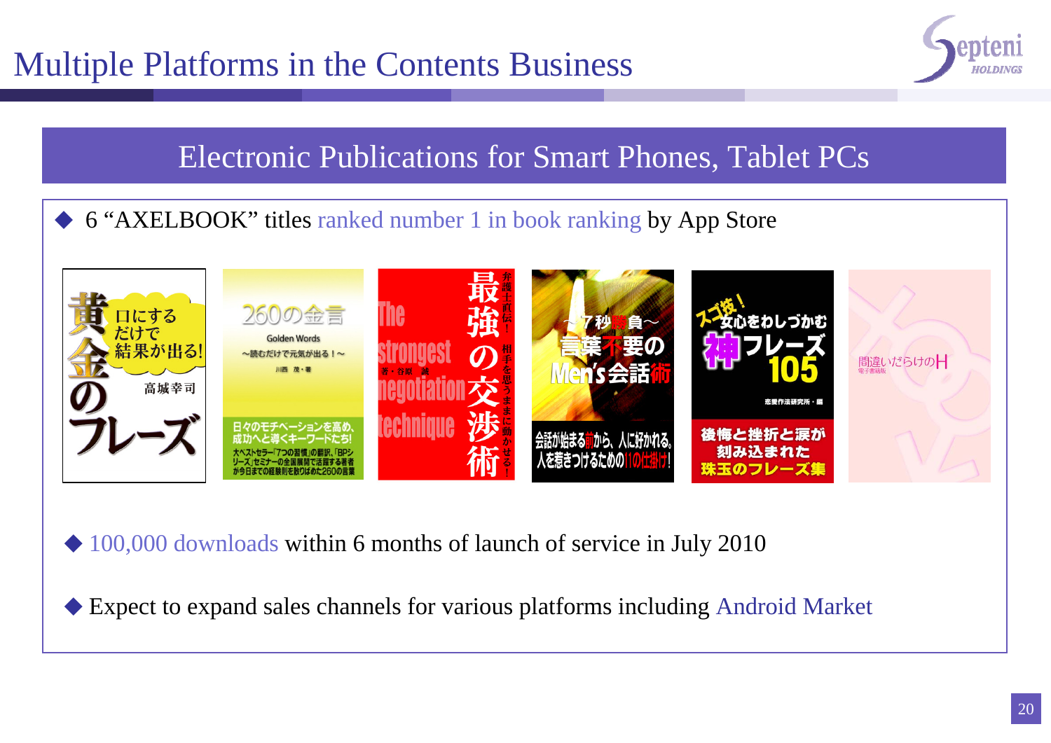# Multiple Platforms in the Contents Business

## Electronic Publications for Smart Phones, Tablet PCs

- 6 "AXELBOOK" titles ranked number 1 in book ranking by App Store

- 100,000 downloads within 6 months of launch of service in July 2010

- Expect to expand sales channels for various platforms including Android Market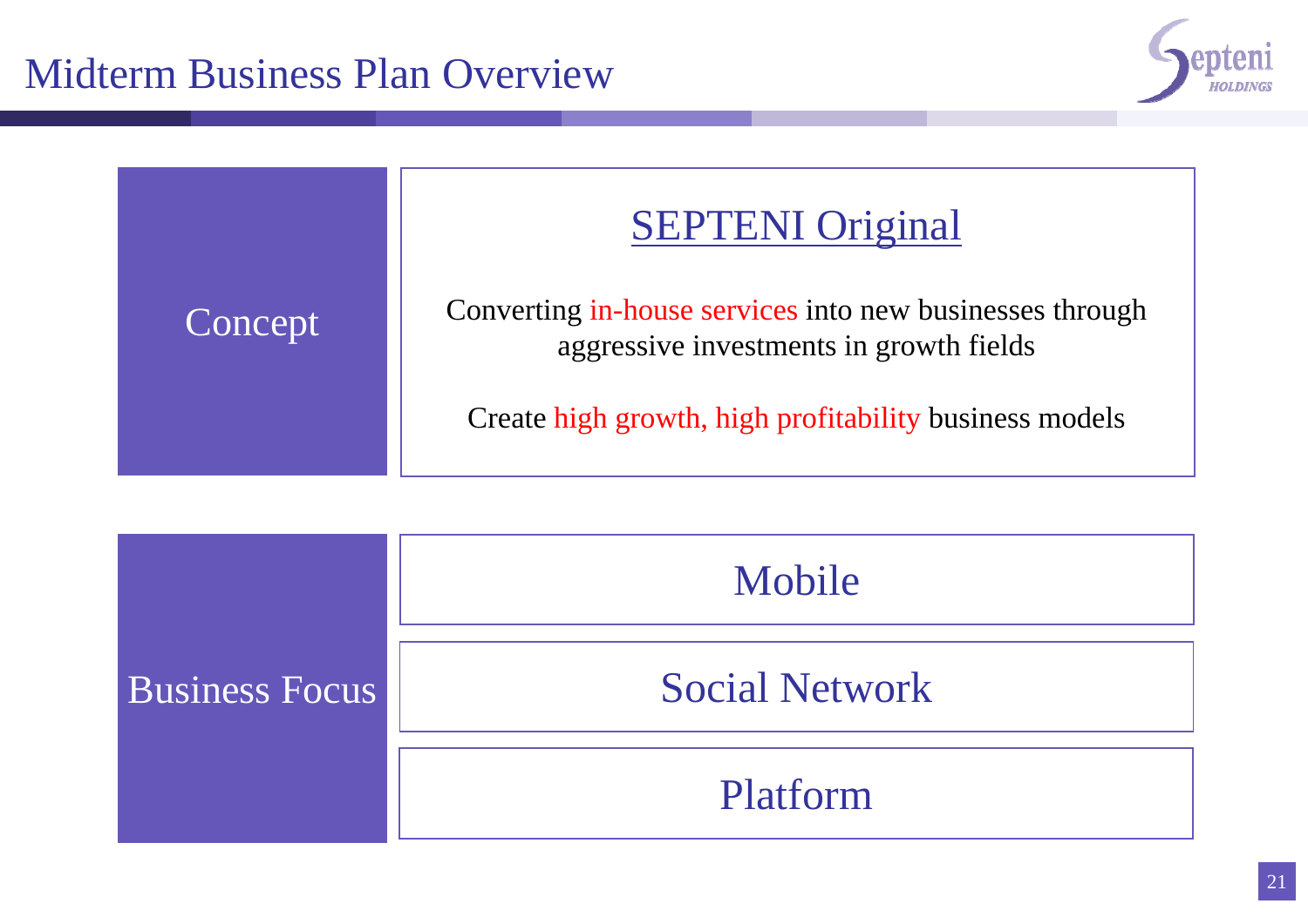# Midterm Business Plan Overview

| Concept | SEPTENI Original |
| --- | --- |
| | Converting in-house services into new businesses through aggressive investments in growth fields |
| | Create high growth, high profitability business models |

| Business Focus | |
| --- | --- |
| | Mobile |
| | Social Network |
| | Platform |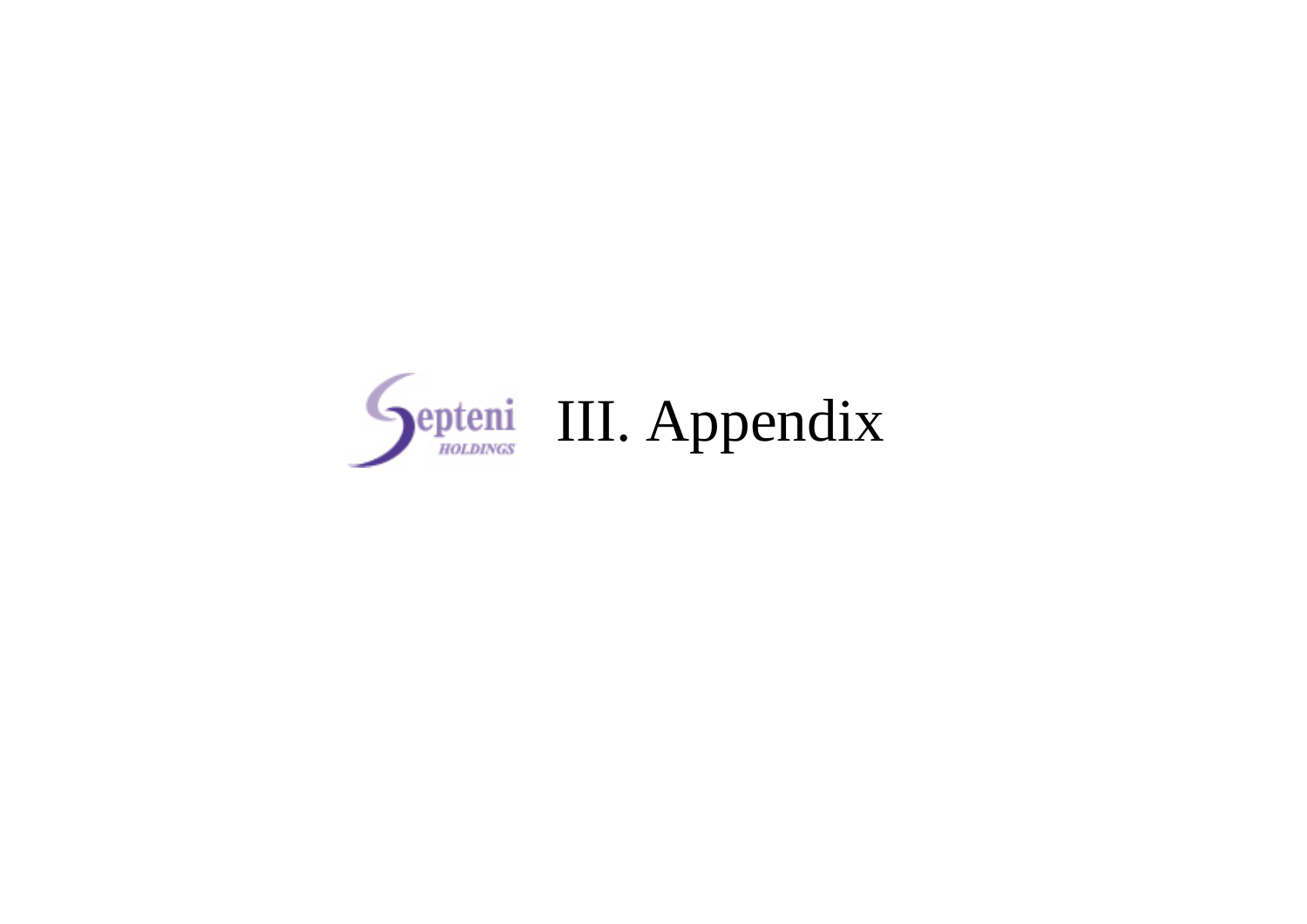# III. Appendix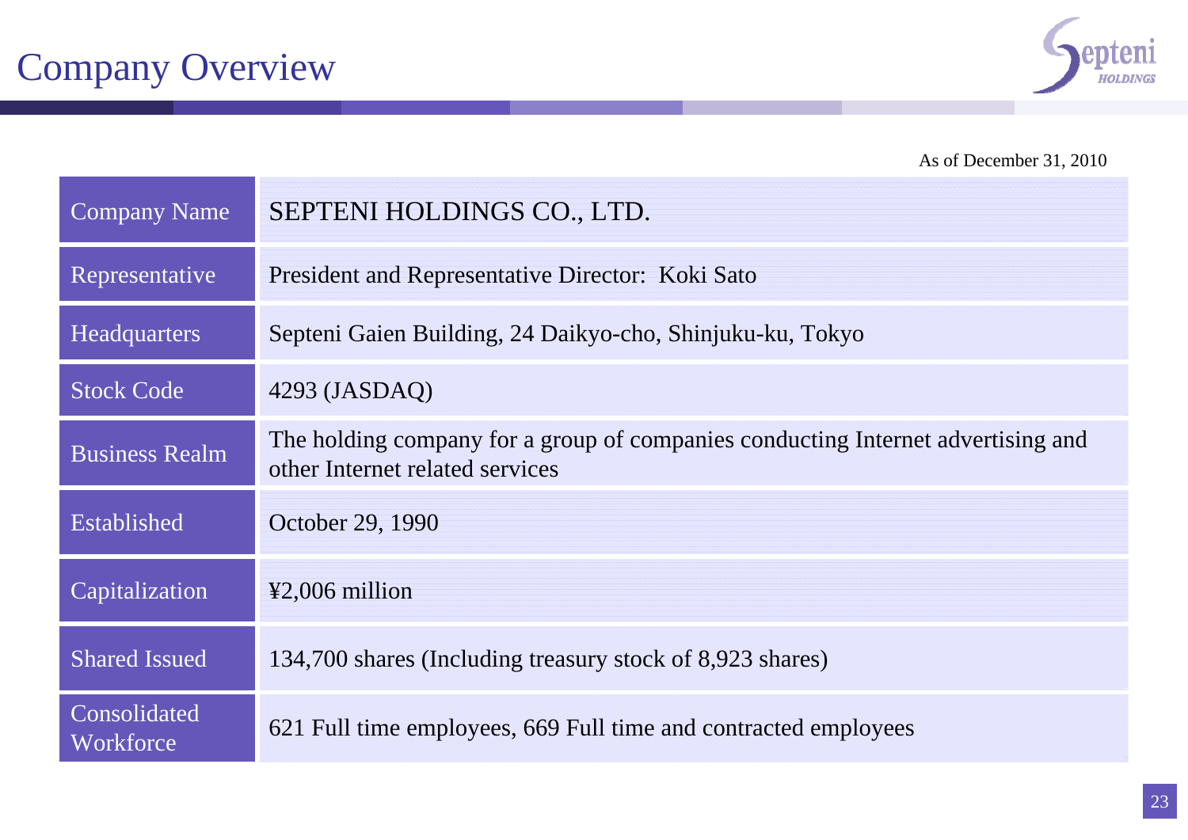# Company Overview

As of December 31, 2010

| | |
|---|---|
| Company Name | SEPTENI HOLDINGS CO., LTD. |
| Representative | President and Representative Director: Koki Sato |
| Headquarters | Septeni Gaien Building, 24 Daikyo-cho, Shinjuku-ku, Tokyo |
| Stock Code | 4293 (JASDAQ) |
| Business Realm | The holding company for a group of companies conducting Internet advertising and other Internet related services |
| Established | October 29, 1990 |
| Capitalization | ¥2,006 million |
| Shared Issued | 134,700 shares (Including treasury stock of 8,923 shares) |
| Consolidated Workforce | 621 Full time employees, 669 Full time and contracted employees |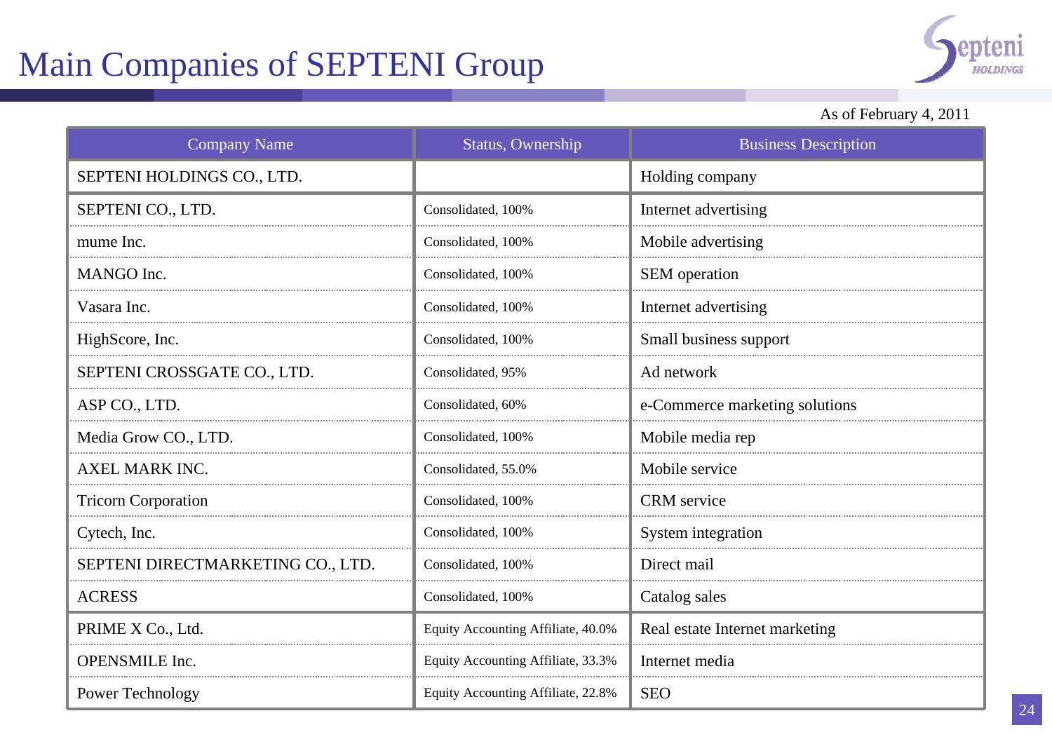# Main Companies of SEPTENI Group

As of February 4, 2011

| Company Name | Status, Ownership | Business Description |
|---|---|---|
| SEPTENI HOLDINGS CO., LTD. | | Holding company |
| SEPTENI CO., LTD. | Consolidated, 100% | Internet advertising |
| mume Inc. | Consolidated, 100% | Mobile advertising |
| MANGO Inc. | Consolidated, 100% | SEM operation |
| Vasara Inc. | Consolidated, 100% | Internet advertising |
| HighScore, Inc. | Consolidated, 100% | Small business support |
| SEPTENI CROSSGATE CO., LTD. | Consolidated, 95% | Ad network |
| ASP CO., LTD. | Consolidated, 60% | e-Commerce marketing solutions |
| Media Grow CO., LTD. | Consolidated, 100% | Mobile media rep |
| AXEL MARK INC. | Consolidated, 55.0% | Mobile service |
| Tricorn Corporation | Consolidated, 100% | CRM service |
| Cytech, Inc. | Consolidated, 100% | System integration |
| SEPTENI DIRECTMARKETING CO., LTD. | Consolidated, 100% | Direct mail |
| ACRESS | Consolidated, 100% | Catalog sales |
| PRIME X Co., Ltd. | Equity Accounting Affiliate, 40.0% | Real estate Internet marketing |
| OPENSMILE Inc. | Equity Accounting Affiliate, 33.3% | Internet media |
| Power Technology | Equity Accounting Affiliate, 22.8% | SEO |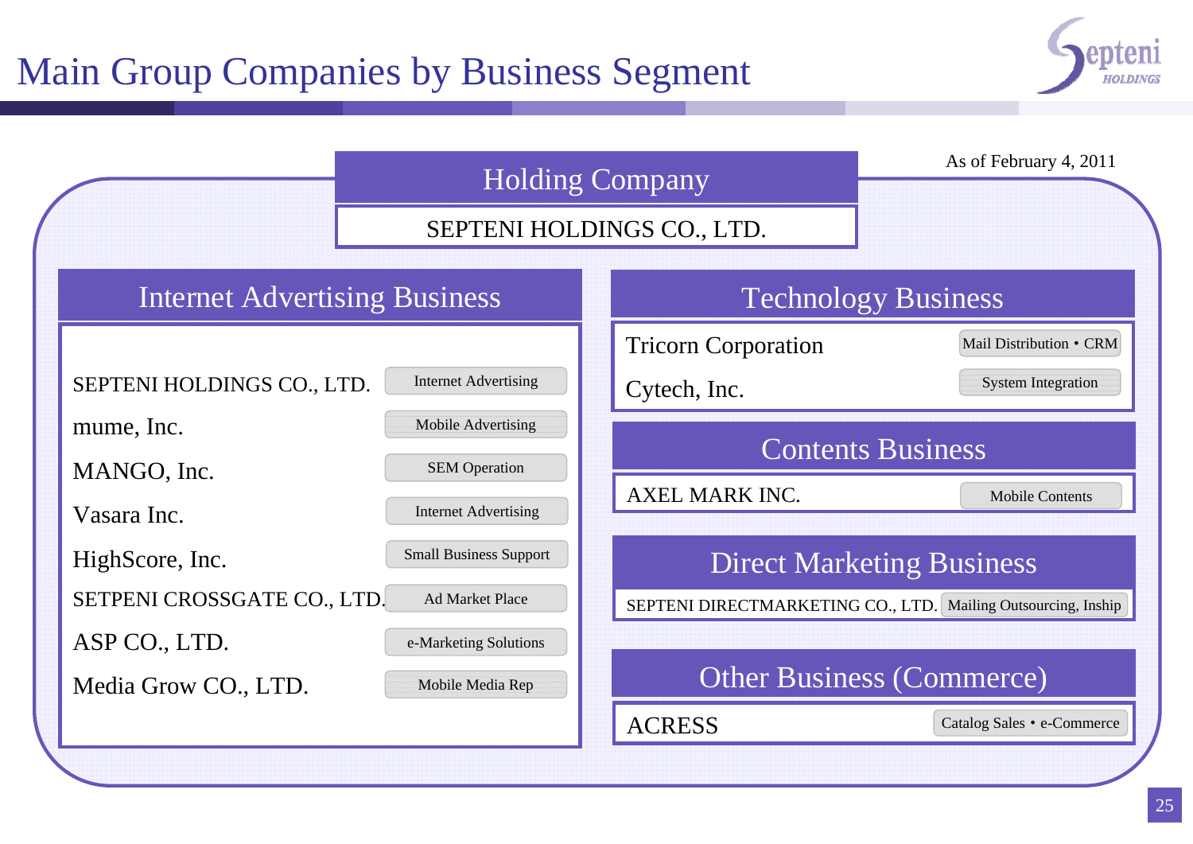# Main Group Companies by Business Segment

As of February 4, 2011

## Holding Company

SEPTENI HOLDINGS CO., LTD.

## Internet Advertising Business

| Company | Business |
|---|---|
| SEPTENI HOLDINGS CO., LTD. | Internet Advertising |
| mume, Inc. | Mobile Advertising |
| MANGO, Inc. | SEM Operation |
| Vasara Inc. | Internet Advertising |
| HighScore, Inc. | Small Business Support |
| SETPENI CROSSGATE CO., LTD. | Ad Market Place |
| ASP CO., LTD. | e-Marketing Solutions |
| Media Grow CO., LTD. | Mobile Media Rep |

## Technology Business

| Company | Business |
|---|---|
| Tricorn Corporation | Mail Distribution・CRM |
| Cytech, Inc. | System Integration |

## Contents Business

| Company | Business |
|---|---|
| AXEL MARK INC. | Mobile Contents |

## Direct Marketing Business

| Company | Business |
|---|---|
| SEPTENI DIRECTMARKETING CO., LTD. | Mailing Outsourcing, Inship |

## Other Business (Commerce)

| Company | Business |
|---|---|
| ACRESS | Catalog Sales・e-Commerce |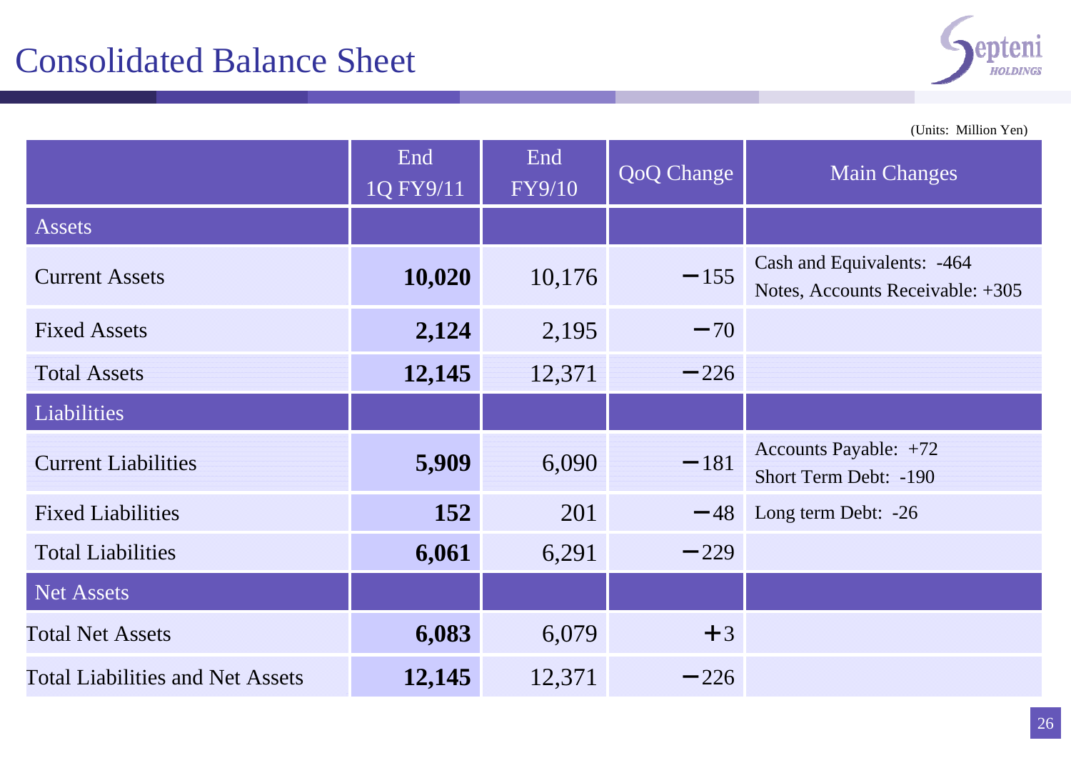# Consolidated Balance Sheet

(Units: Million Yen)

| | End 1Q FY9/11 | End FY9/10 | QoQ Change | Main Changes |
|---|---|---|---|---|
| Assets | | | | |
| Current Assets | **10,020** | 10,176 | −155 | Cash and Equivalents: -464<br>Notes, Accounts Receivable: +305 |
| Fixed Assets | **2,124** | 2,195 | −70 | |
| Total Assets | **12,145** | 12,371 | −226 | |
| Liabilities | | | | |
| Current Liabilities | **5,909** | 6,090 | −181 | Accounts Payable: +72<br>Short Term Debt: -190 |
| Fixed Liabilities | **152** | 201 | −48 | Long term Debt: -26 |
| Total Liabilities | **6,061** | 6,291 | −229 | |
| Net Assets | | | | |
| Total Net Assets | **6,083** | 6,079 | +3 | |
| Total Liabilities and Net Assets | **12,145** | 12,371 | −226 | |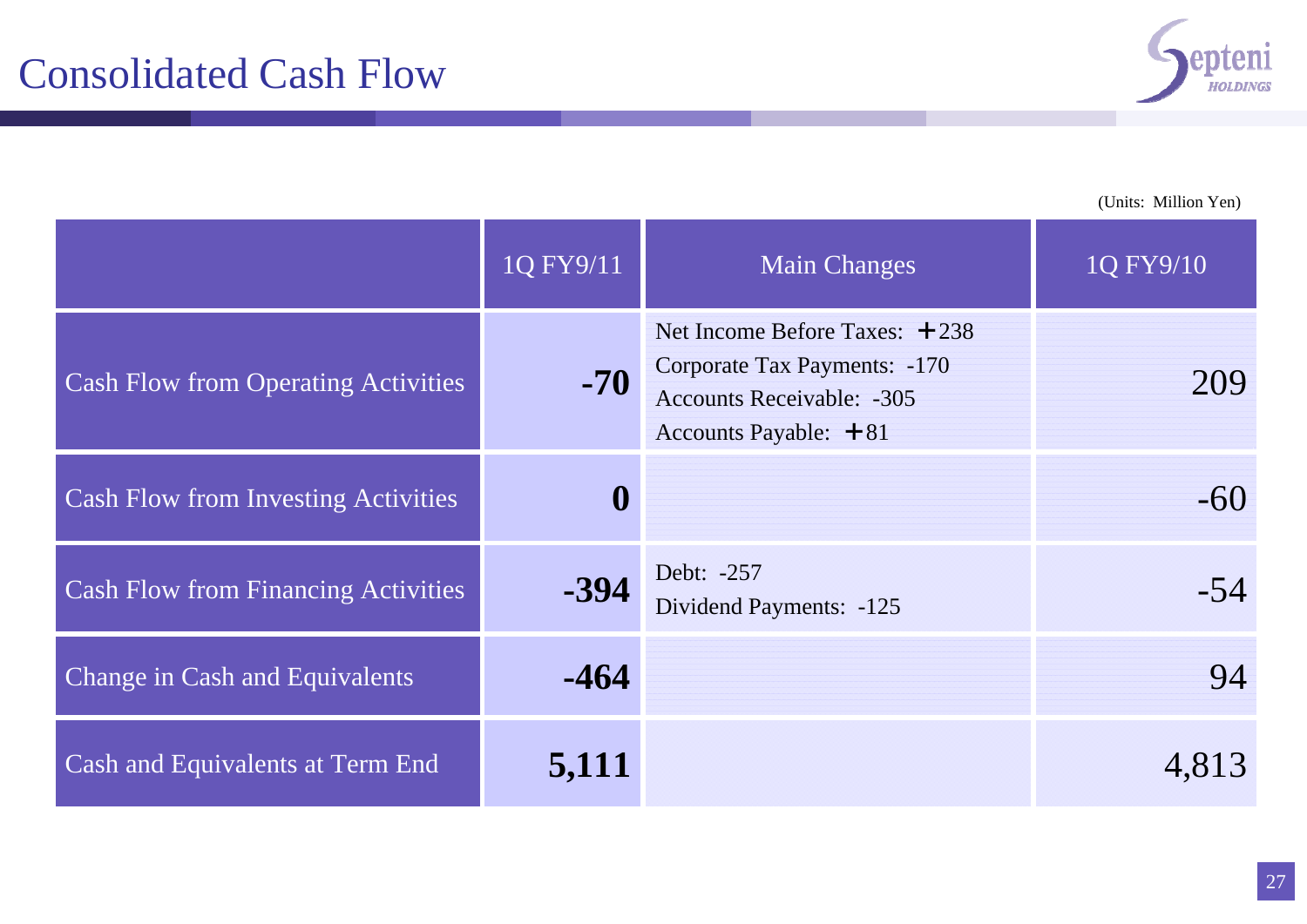# Consolidated Cash Flow

(Units: Million Yen)

| | 1Q FY9/11 | Main Changes | 1Q FY9/10 |
|---|---|---|---|
| Cash Flow from Operating Activities | **-70** | Net Income Before Taxes: ＋238<br>Corporate Tax Payments: -170<br>Accounts Receivable: -305<br>Accounts Payable: ＋81 | 209 |
| Cash Flow from Investing Activities | **0** | | -60 |
| Cash Flow from Financing Activities | **-394** | Debt: -257<br>Dividend Payments: -125 | -54 |
| Change in Cash and Equivalents | **-464** | | 94 |
| Cash and Equivalents at Term End | **5,111** | | 4,813 |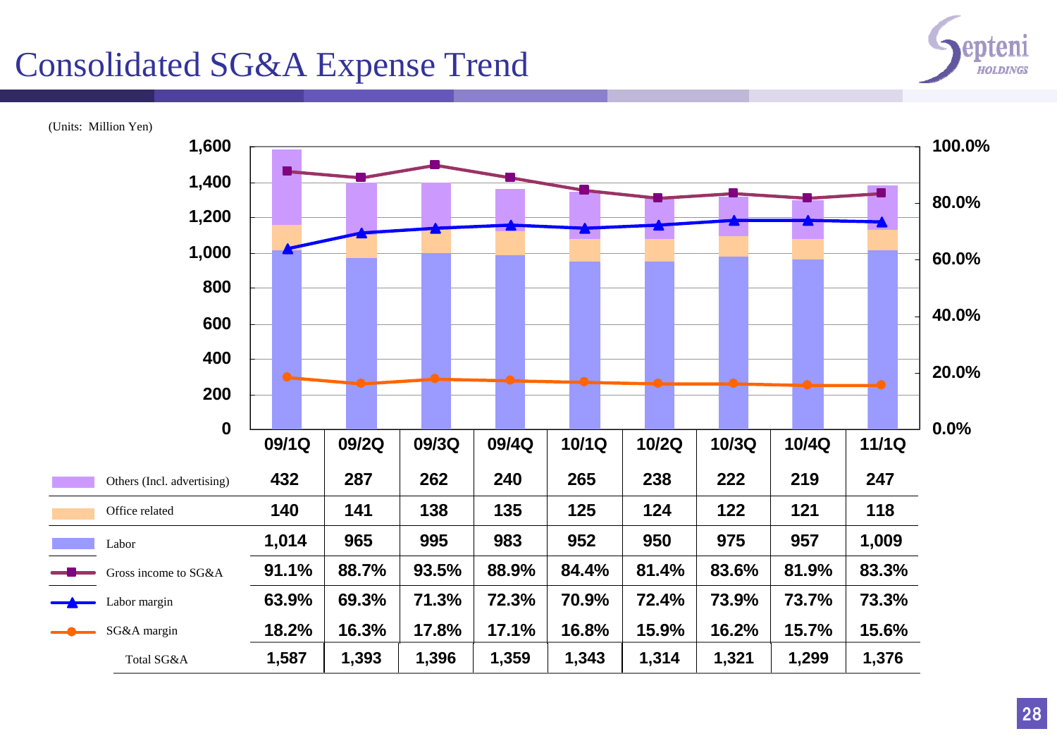# Consolidated SG&A Expense Trend

(Units: Million Yen)

| | 09/1Q | 09/2Q | 09/3Q | 09/4Q | 10/1Q | 10/2Q | 10/3Q | 10/4Q | 11/1Q |
|---|---|---|---|---|---|---|---|---|---|
| Others (Incl. advertising) | 432 | 287 | 262 | 240 | 265 | 238 | 222 | 219 | 247 |
| Office related | 140 | 141 | 138 | 135 | 125 | 124 | 122 | 121 | 118 |
| Labor | 1,014 | 965 | 995 | 983 | 952 | 950 | 975 | 957 | 1,009 |
| Gross income to SG&A | 91.1% | 88.7% | 93.5% | 88.9% | 84.4% | 81.4% | 83.6% | 81.9% | 83.3% |
| Labor margin | 63.9% | 69.3% | 71.3% | 72.3% | 70.9% | 72.4% | 73.9% | 73.7% | 73.3% |
| SG&A margin | 18.2% | 16.3% | 17.8% | 17.1% | 16.8% | 15.9% | 16.2% | 15.7% | 15.6% |
| Total SG&A | 1,587 | 1,393 | 1,396 | 1,359 | 1,343 | 1,314 | 1,321 | 1,299 | 1,376 |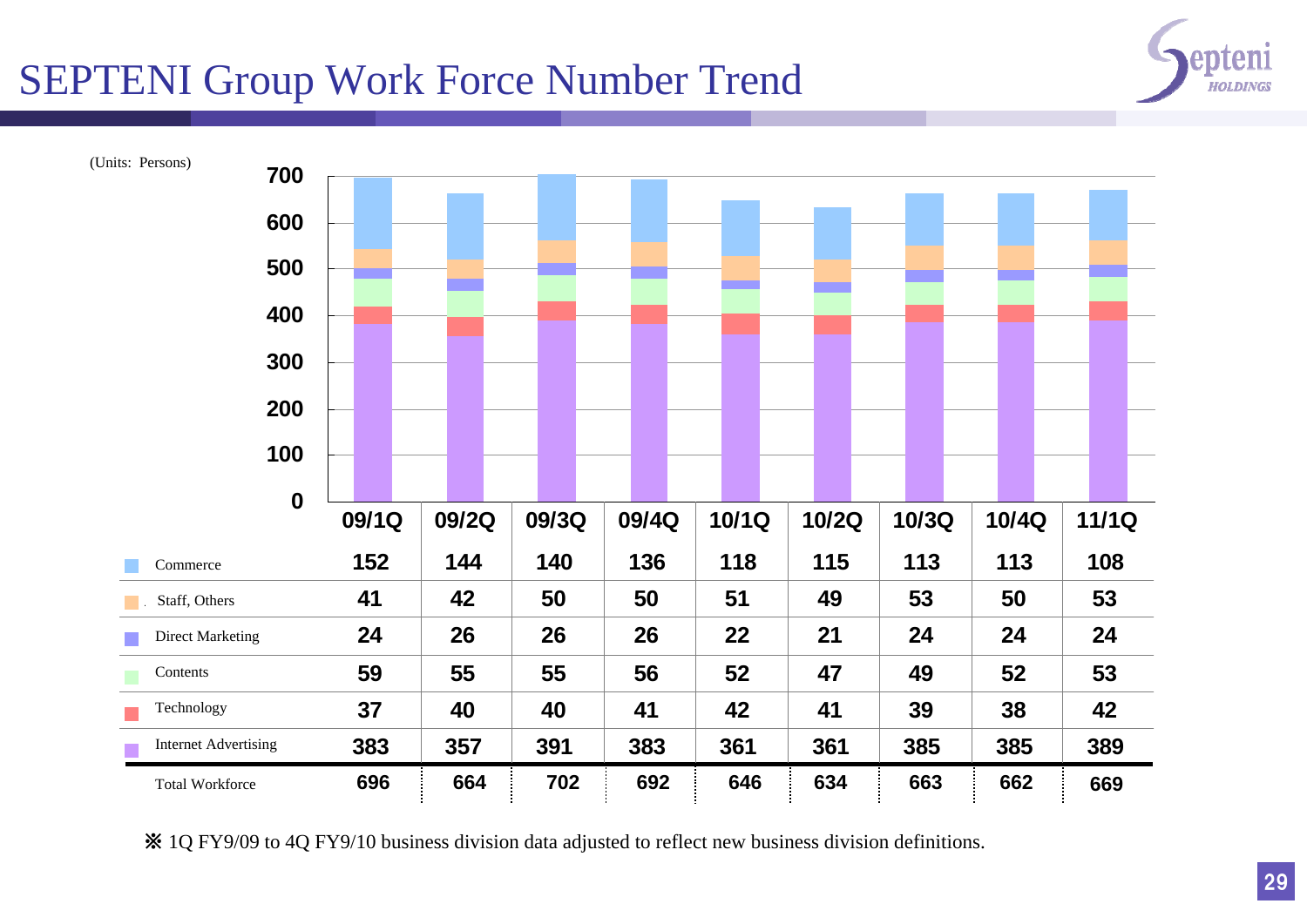# SEPTENI Group Work Force Number Trend

(Units: Persons)

| | 09/1Q | 09/2Q | 09/3Q | 09/4Q | 10/1Q | 10/2Q | 10/3Q | 10/4Q | 11/1Q |
|---|---|---|---|---|---|---|---|---|---|
| Commerce | 152 | 144 | 140 | 136 | 118 | 115 | 113 | 113 | 108 |
| Staff, Others | 41 | 42 | 50 | 50 | 51 | 49 | 53 | 50 | 53 |
| Direct Marketing | 24 | 26 | 26 | 26 | 22 | 21 | 24 | 24 | 24 |
| Contents | 59 | 55 | 55 | 56 | 52 | 47 | 49 | 52 | 53 |
| Technology | 37 | 40 | 40 | 41 | 42 | 41 | 39 | 38 | 42 |
| Internet Advertising | 383 | 357 | 391 | 383 | 361 | 361 | 385 | 385 | 389 |
| Total Workforce | 696 | 664 | 702 | 692 | 646 | 634 | 663 | 662 | 669 |

※ 1Q FY9/09 to 4Q FY9/10 business division data adjusted to reflect new business division definitions.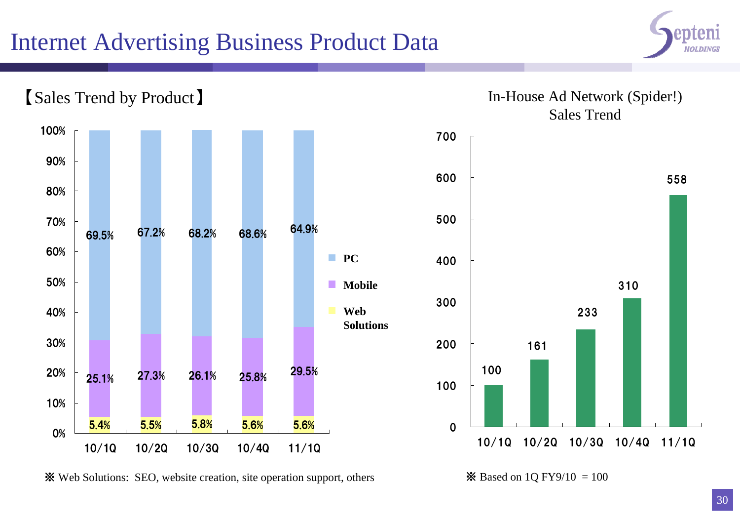# Internet Advertising Business Product Data

## 【Sales Trend by Product】

| | 10/1Q | 10/2Q | 10/3Q | 10/4Q | 11/1Q |
|---|---|---|---|---|---|
| PC | 69.5% | 67.2% | 68.2% | 68.6% | 64.9% |
| Mobile | 25.1% | 27.3% | 26.1% | 25.8% | 29.5% |
| Web Solutions | 5.4% | 5.5% | 5.8% | 5.6% | 5.6% |

※ Web Solutions: SEO, website creation, site operation support, others

## In-House Ad Network (Spider!) Sales Trend

| 10/1Q | 10/2Q | 10/3Q | 10/4Q | 11/1Q |
|---|---|---|---|---|
| 100 | 161 | 233 | 310 | 558 |

※ Based on 1Q FY9/10 = 100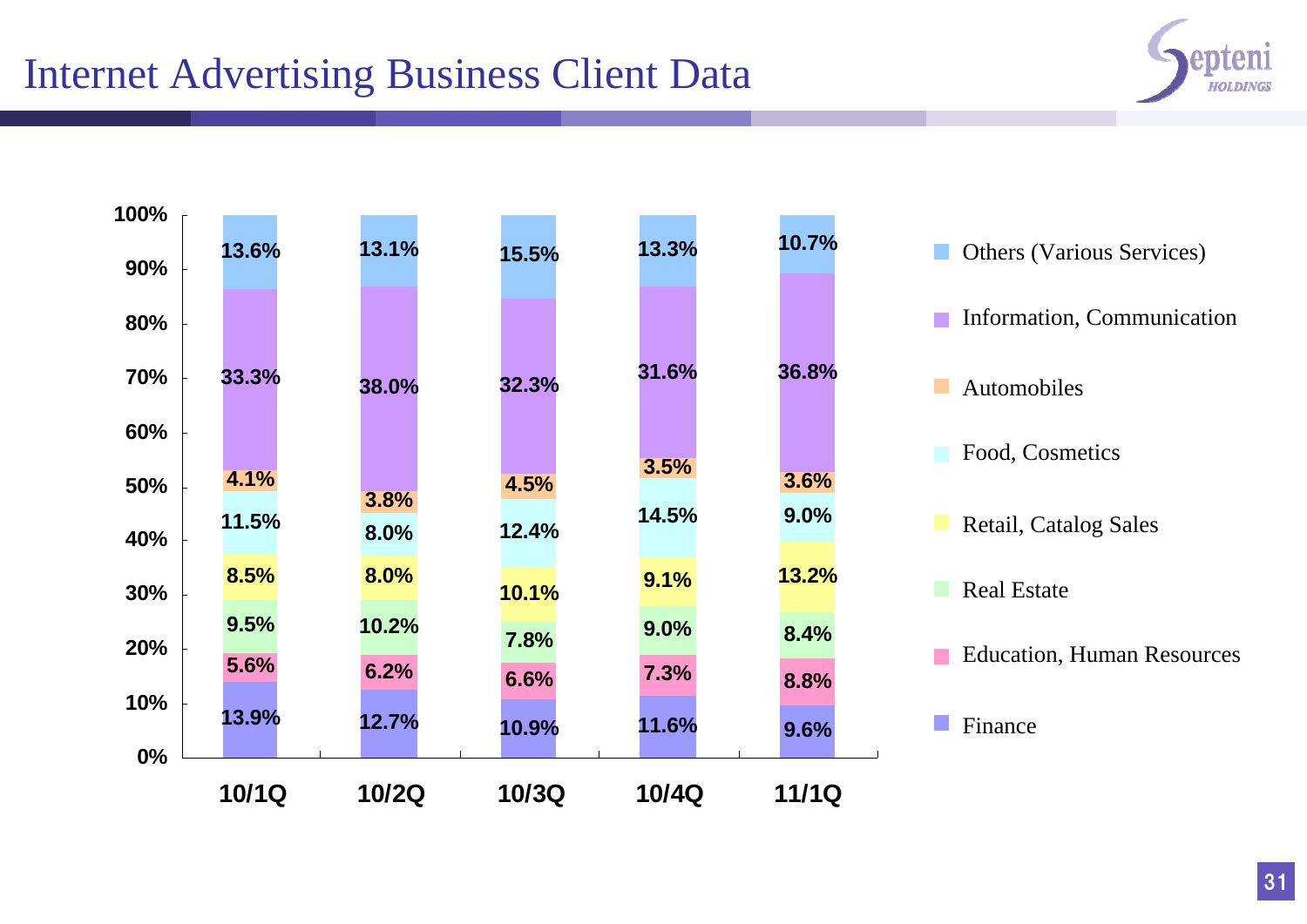# Internet Advertising Business Client Data

| | 10/1Q | 10/2Q | 10/3Q | 10/4Q | 11/1Q |
|---|---|---|---|---|---|
| Others (Various Services) | 13.6% | 13.1% | 15.5% | 13.3% | 10.7% |
| Information, Communication | 33.3% | 38.0% | 32.3% | 31.6% | 36.8% |
| Automobiles | 4.1% | 3.8% | 4.5% | 3.5% | 3.6% |
| Food, Cosmetics | 11.5% | 8.0% | 12.4% | 14.5% | 9.0% |
| Retail, Catalog Sales | 8.5% | 8.0% | 10.1% | 9.1% | 13.2% |
| Real Estate | 9.5% | 10.2% | 7.8% | 9.0% | 8.4% |
| Education, Human Resources | 5.6% | 6.2% | 6.6% | 7.3% | 8.8% |
| Finance | 13.9% | 12.7% | 10.9% | 11.6% | 9.6% |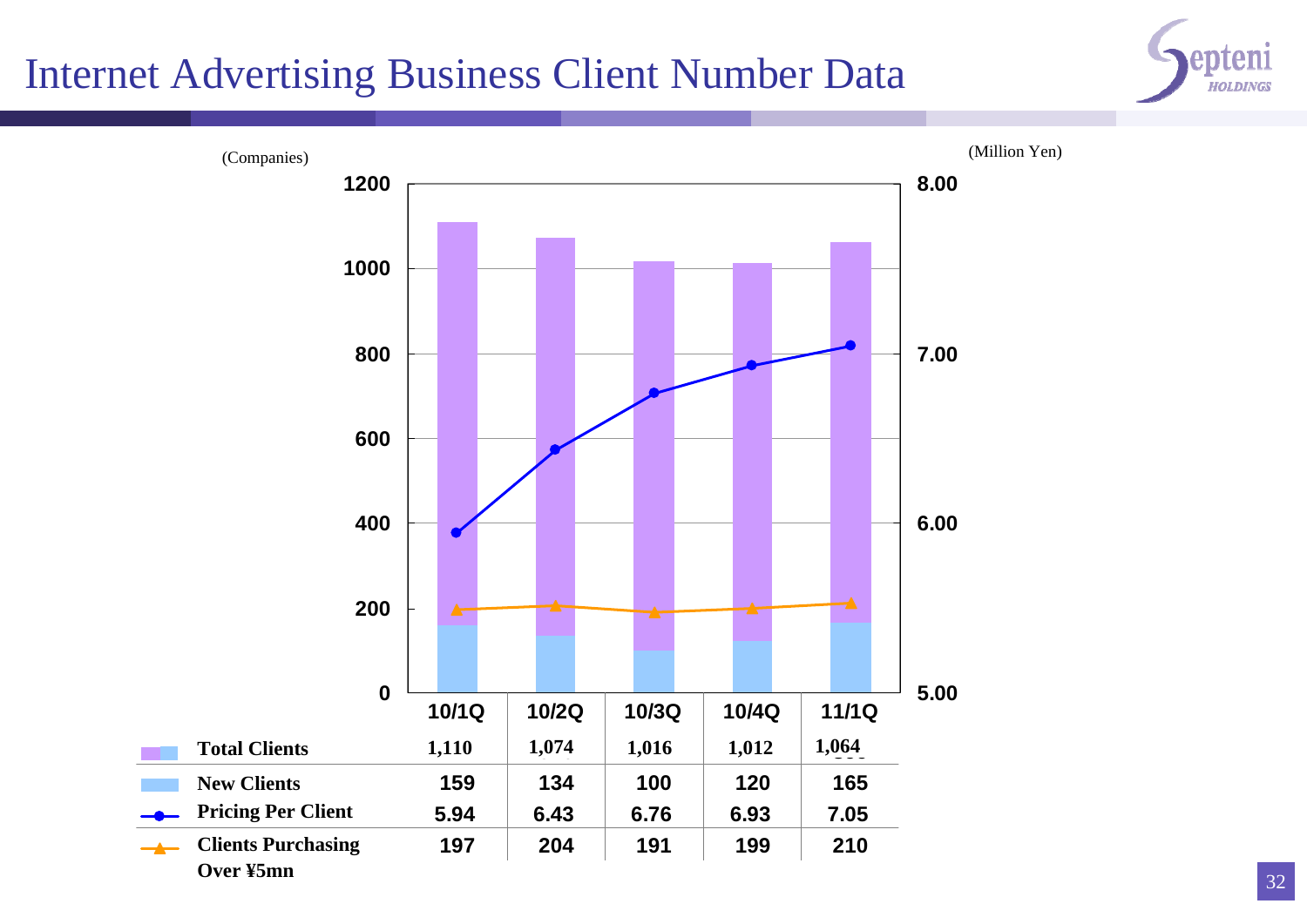# Internet Advertising Business Client Number Data

(Companies)

(Million Yen)

1200
1000
800
600
400
200
0

8.00
7.00
6.00
5.00

| | 10/1Q | 10/2Q | 10/3Q | 10/4Q | 11/1Q |
|---|---|---|---|---|---|
| Total Clients | 1,110 | 1,074 | 1,016 | 1,012 | 1,064 |
| New Clients | 159 | 134 | 100 | 120 | 165 |
| Pricing Per Client | 5.94 | 6.43 | 6.76 | 6.93 | 7.05 |
| Clients Purchasing Over ¥5mn | 197 | 204 | 191 | 199 | 210 |